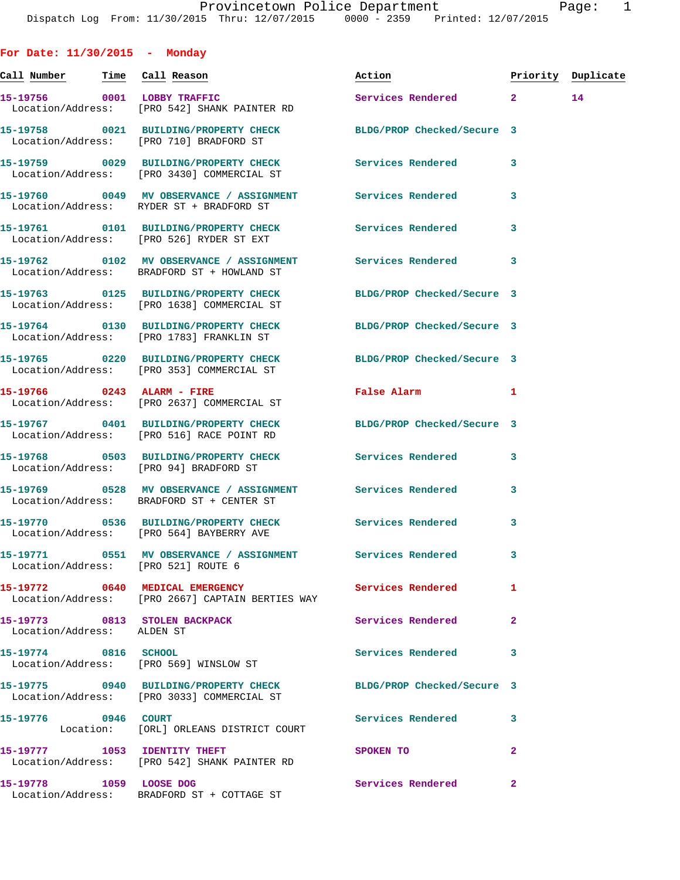Provincetown Police Department

Dispatch Log From: 11/30/2015 Thru: 12/07/2015 0000 - 2359 Printed: 12/07/2015

## For Date: 11/30/2015 - Monday

| Call Number | Time | Call Reason | Action | Priority | Duplicate |
|---|---|---|---|---|---|
| 15-19756 | 0001 | LOBBY TRAFFIC | Services Rendered | 2 | 14 |
| Location/Address: | | [PRO 542] SHANK PAINTER RD | | | |
| 15-19758 | 0021 | BUILDING/PROPERTY CHECK | BLDG/PROP Checked/Secure | 3 | |
| Location/Address: | | [PRO 710] BRADFORD ST | | | |
| 15-19759 | 0029 | BUILDING/PROPERTY CHECK | Services Rendered | 3 | |
| Location/Address: | | [PRO 3430] COMMERCIAL ST | | | |
| 15-19760 | 0049 | MV OBSERVANCE / ASSIGNMENT | Services Rendered | 3 | |
| Location/Address: | | RYDER ST + BRADFORD ST | | | |
| 15-19761 | 0101 | BUILDING/PROPERTY CHECK | Services Rendered | 3 | |
| Location/Address: | | [PRO 526] RYDER ST EXT | | | |
| 15-19762 | 0102 | MV OBSERVANCE / ASSIGNMENT | Services Rendered | 3 | |
| Location/Address: | | BRADFORD ST + HOWLAND ST | | | |
| 15-19763 | 0125 | BUILDING/PROPERTY CHECK | BLDG/PROP Checked/Secure | 3 | |
| Location/Address: | | [PRO 1638] COMMERCIAL ST | | | |
| 15-19764 | 0130 | BUILDING/PROPERTY CHECK | BLDG/PROP Checked/Secure | 3 | |
| Location/Address: | | [PRO 1783] FRANKLIN ST | | | |
| 15-19765 | 0220 | BUILDING/PROPERTY CHECK | BLDG/PROP Checked/Secure | 3 | |
| Location/Address: | | [PRO 353] COMMERCIAL ST | | | |
| 15-19766 | 0243 | ALARM - FIRE | False Alarm | 1 | |
| Location/Address: | | [PRO 2637] COMMERCIAL ST | | | |
| 15-19767 | 0401 | BUILDING/PROPERTY CHECK | BLDG/PROP Checked/Secure | 3 | |
| Location/Address: | | [PRO 516] RACE POINT RD | | | |
| 15-19768 | 0503 | BUILDING/PROPERTY CHECK | Services Rendered | 3 | |
| Location/Address: | | [PRO 94] BRADFORD ST | | | |
| 15-19769 | 0528 | MV OBSERVANCE / ASSIGNMENT | Services Rendered | 3 | |
| Location/Address: | | BRADFORD ST + CENTER ST | | | |
| 15-19770 | 0536 | BUILDING/PROPERTY CHECK | Services Rendered | 3 | |
| Location/Address: | | [PRO 564] BAYBERRY AVE | | | |
| 15-19771 | 0551 | MV OBSERVANCE / ASSIGNMENT | Services Rendered | 3 | |
| Location/Address: | | [PRO 521] ROUTE 6 | | | |
| 15-19772 | 0640 | MEDICAL EMERGENCY | Services Rendered | 1 | |
| Location/Address: | | [PRO 2667] CAPTAIN BERTIES WAY | | | |
| 15-19773 | 0813 | STOLEN BACKPACK | Services Rendered | 2 | |
| Location/Address: | | ALDEN ST | | | |
| 15-19774 | 0816 | SCHOOL | Services Rendered | 3 | |
| Location/Address: | | [PRO 569] WINSLOW ST | | | |
| 15-19775 | 0940 | BUILDING/PROPERTY CHECK | BLDG/PROP Checked/Secure | 3 | |
| Location/Address: | | [PRO 3033] COMMERCIAL ST | | | |
| 15-19776 | 0946 | COURT | Services Rendered | 3 | |
| Location: | | [ORL] ORLEANS DISTRICT COURT | | | |
| 15-19777 | 1053 | IDENTITY THEFT | SPOKEN TO | 2 | |
| Location/Address: | | [PRO 542] SHANK PAINTER RD | | | |
| 15-19778 | 1059 | LOOSE DOG | Services Rendered | 2 | |
| Location/Address: | | BRADFORD ST + COTTAGE ST | | | |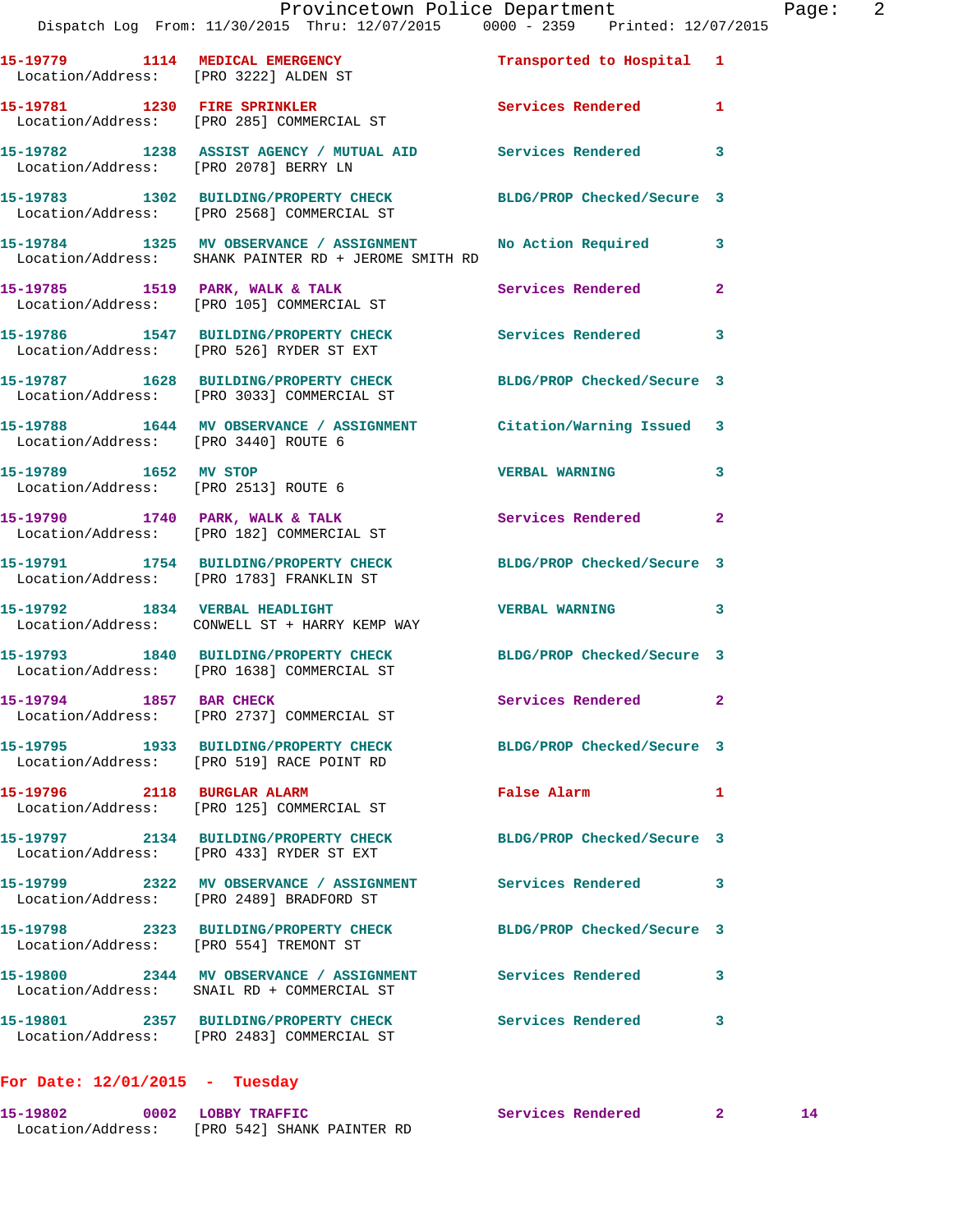15-19779 1114 MEDICAL EMERGENCY Transported to Hospital 1
Location/Address: [PRO 3222] ALDEN ST

15-19781 1230 FIRE SPRINKLER Services Rendered 1
Location/Address: [PRO 285] COMMERCIAL ST

15-19782 1238 ASSIST AGENCY / MUTUAL AID Services Rendered 3
Location/Address: [PRO 2078] BERRY LN

15-19783 1302 BUILDING/PROPERTY CHECK BLDG/PROP Checked/Secure 3
Location/Address: [PRO 2568] COMMERCIAL ST

15-19784 1325 MV OBSERVANCE / ASSIGNMENT No Action Required 3
Location/Address: SHANK PAINTER RD + JEROME SMITH RD

15-19785 1519 PARK, WALK & TALK Services Rendered 2
Location/Address: [PRO 105] COMMERCIAL ST

15-19786 1547 BUILDING/PROPERTY CHECK Services Rendered 3
Location/Address: [PRO 526] RYDER ST EXT

15-19787 1628 BUILDING/PROPERTY CHECK BLDG/PROP Checked/Secure 3
Location/Address: [PRO 3033] COMMERCIAL ST

15-19788 1644 MV OBSERVANCE / ASSIGNMENT Citation/Warning Issued 3
Location/Address: [PRO 3440] ROUTE 6

15-19789 1652 MV STOP VERBAL WARNING 3
Location/Address: [PRO 2513] ROUTE 6

15-19790 1740 PARK, WALK & TALK Services Rendered 2
Location/Address: [PRO 182] COMMERCIAL ST

15-19791 1754 BUILDING/PROPERTY CHECK BLDG/PROP Checked/Secure 3
Location/Address: [PRO 1783] FRANKLIN ST

15-19792 1834 VERBAL HEADLIGHT VERBAL WARNING 3
Location/Address: CONWELL ST + HARRY KEMP WAY

15-19793 1840 BUILDING/PROPERTY CHECK BLDG/PROP Checked/Secure 3
Location/Address: [PRO 1638] COMMERCIAL ST

15-19794 1857 BAR CHECK Services Rendered 2
Location/Address: [PRO 2737] COMMERCIAL ST

15-19795 1933 BUILDING/PROPERTY CHECK BLDG/PROP Checked/Secure 3
Location/Address: [PRO 519] RACE POINT RD

15-19796 2118 BURGLAR ALARM False Alarm 1
Location/Address: [PRO 125] COMMERCIAL ST

15-19797 2134 BUILDING/PROPERTY CHECK BLDG/PROP Checked/Secure 3
Location/Address: [PRO 433] RYDER ST EXT

15-19799 2322 MV OBSERVANCE / ASSIGNMENT Services Rendered 3
Location/Address: [PRO 2489] BRADFORD ST

15-19798 2323 BUILDING/PROPERTY CHECK BLDG/PROP Checked/Secure 3
Location/Address: [PRO 554] TREMONT ST

15-19800 2344 MV OBSERVANCE / ASSIGNMENT Services Rendered 3
Location/Address: SNAIL RD + COMMERCIAL ST

15-19801 2357 BUILDING/PROPERTY CHECK Services Rendered 3
Location/Address: [PRO 2483] COMMERCIAL ST

## For Date: 12/01/2015 - Tuesday

15-19802 0002 LOBBY TRAFFIC Services Rendered 2 14
Location/Address: [PRO 542] SHANK PAINTER RD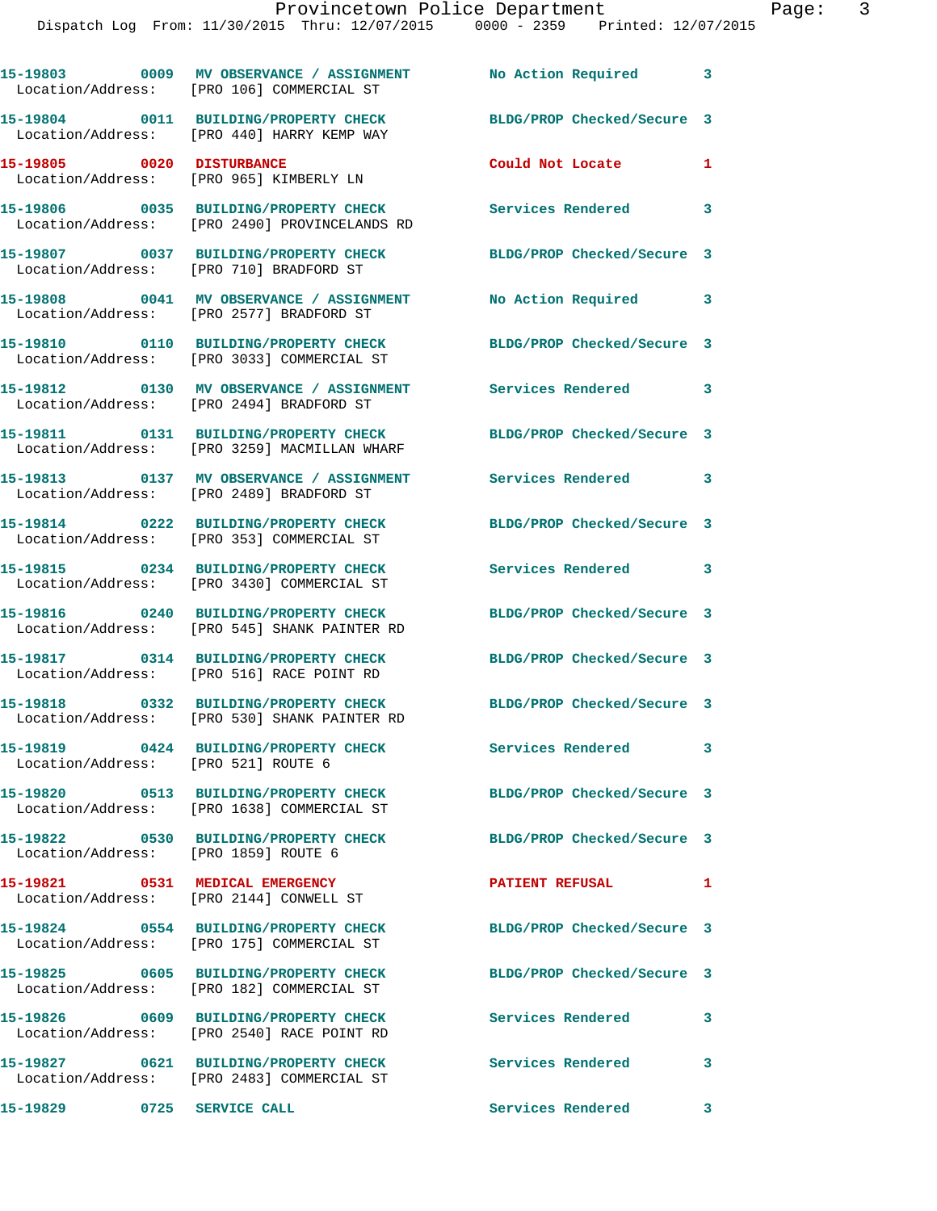| Call # | Time | Call Type | Disposition | Priority |
|---|---|---|---|---|
| 15-19803 | 0009 | MV OBSERVANCE / ASSIGNMENT | No Action Required | 3 |
| Location/Address: | [PRO 106] COMMERCIAL ST | | | |
| 15-19804 | 0011 | BUILDING/PROPERTY CHECK | BLDG/PROP Checked/Secure | 3 |
| Location/Address: | [PRO 440] HARRY KEMP WAY | | | |
| 15-19805 | 0020 | DISTURBANCE | Could Not Locate | 1 |
| Location/Address: | [PRO 965] KIMBERLY LN | | | |
| 15-19806 | 0035 | BUILDING/PROPERTY CHECK | Services Rendered | 3 |
| Location/Address: | [PRO 2490] PROVINCELANDS RD | | | |
| 15-19807 | 0037 | BUILDING/PROPERTY CHECK | BLDG/PROP Checked/Secure | 3 |
| Location/Address: | [PRO 710] BRADFORD ST | | | |
| 15-19808 | 0041 | MV OBSERVANCE / ASSIGNMENT | No Action Required | 3 |
| Location/Address: | [PRO 2577] BRADFORD ST | | | |
| 15-19810 | 0110 | BUILDING/PROPERTY CHECK | BLDG/PROP Checked/Secure | 3 |
| Location/Address: | [PRO 3033] COMMERCIAL ST | | | |
| 15-19812 | 0130 | MV OBSERVANCE / ASSIGNMENT | Services Rendered | 3 |
| Location/Address: | [PRO 2494] BRADFORD ST | | | |
| 15-19811 | 0131 | BUILDING/PROPERTY CHECK | BLDG/PROP Checked/Secure | 3 |
| Location/Address: | [PRO 3259] MACMILLAN WHARF | | | |
| 15-19813 | 0137 | MV OBSERVANCE / ASSIGNMENT | Services Rendered | 3 |
| Location/Address: | [PRO 2489] BRADFORD ST | | | |
| 15-19814 | 0222 | BUILDING/PROPERTY CHECK | BLDG/PROP Checked/Secure | 3 |
| Location/Address: | [PRO 353] COMMERCIAL ST | | | |
| 15-19815 | 0234 | BUILDING/PROPERTY CHECK | Services Rendered | 3 |
| Location/Address: | [PRO 3430] COMMERCIAL ST | | | |
| 15-19816 | 0240 | BUILDING/PROPERTY CHECK | BLDG/PROP Checked/Secure | 3 |
| Location/Address: | [PRO 545] SHANK PAINTER RD | | | |
| 15-19817 | 0314 | BUILDING/PROPERTY CHECK | BLDG/PROP Checked/Secure | 3 |
| Location/Address: | [PRO 516] RACE POINT RD | | | |
| 15-19818 | 0332 | BUILDING/PROPERTY CHECK | BLDG/PROP Checked/Secure | 3 |
| Location/Address: | [PRO 530] SHANK PAINTER RD | | | |
| 15-19819 | 0424 | BUILDING/PROPERTY CHECK | Services Rendered | 3 |
| Location/Address: | [PRO 521] ROUTE 6 | | | |
| 15-19820 | 0513 | BUILDING/PROPERTY CHECK | BLDG/PROP Checked/Secure | 3 |
| Location/Address: | [PRO 1638] COMMERCIAL ST | | | |
| 15-19822 | 0530 | BUILDING/PROPERTY CHECK | BLDG/PROP Checked/Secure | 3 |
| Location/Address: | [PRO 1859] ROUTE 6 | | | |
| 15-19821 | 0531 | MEDICAL EMERGENCY | PATIENT REFUSAL | 1 |
| Location/Address: | [PRO 2144] CONWELL ST | | | |
| 15-19824 | 0554 | BUILDING/PROPERTY CHECK | BLDG/PROP Checked/Secure | 3 |
| Location/Address: | [PRO 175] COMMERCIAL ST | | | |
| 15-19825 | 0605 | BUILDING/PROPERTY CHECK | BLDG/PROP Checked/Secure | 3 |
| Location/Address: | [PRO 182] COMMERCIAL ST | | | |
| 15-19826 | 0609 | BUILDING/PROPERTY CHECK | Services Rendered | 3 |
| Location/Address: | [PRO 2540] RACE POINT RD | | | |
| 15-19827 | 0621 | BUILDING/PROPERTY CHECK | Services Rendered | 3 |
| Location/Address: | [PRO 2483] COMMERCIAL ST | | | |
| 15-19829 | 0725 | SERVICE CALL | Services Rendered | 3 |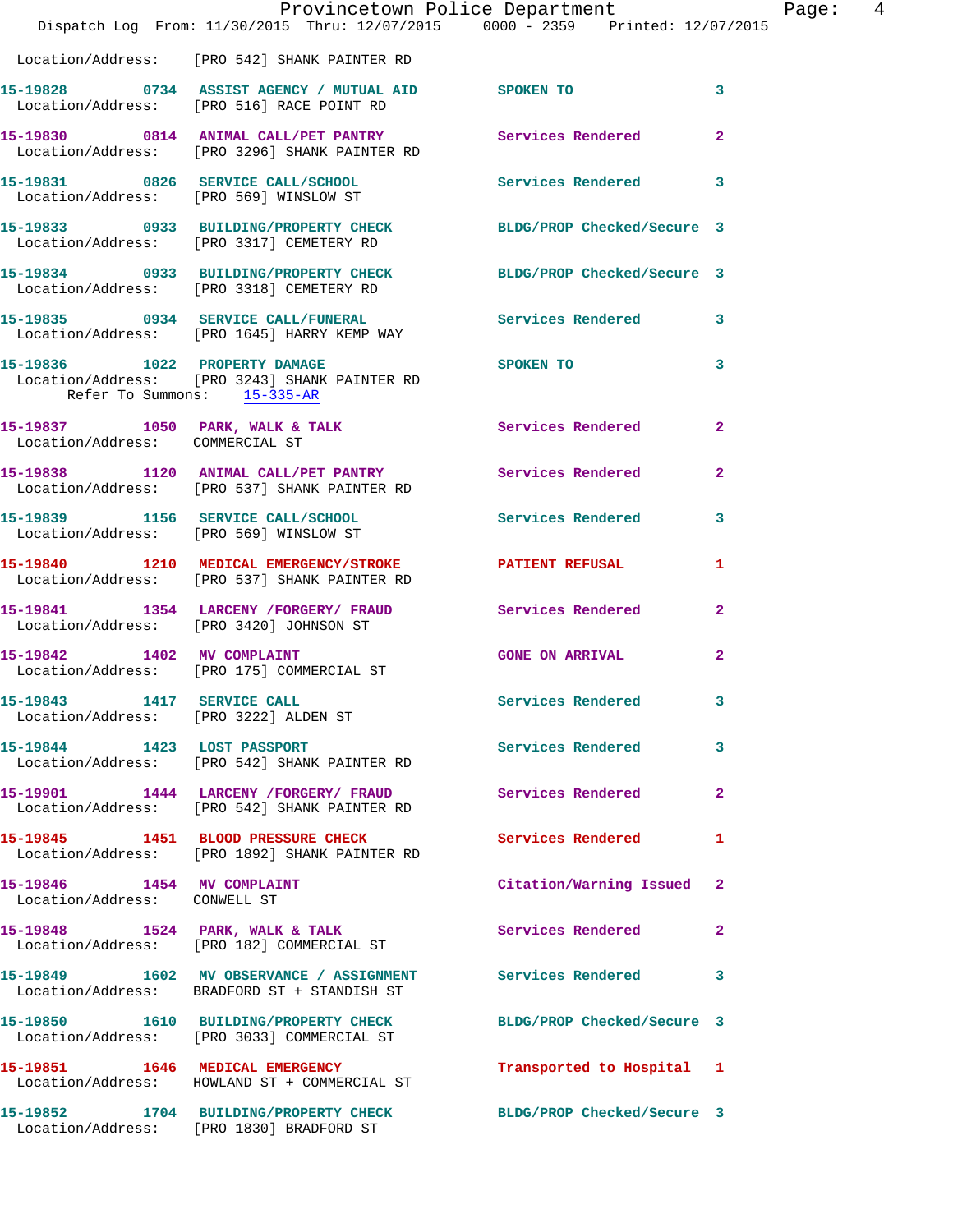Location/Address: [PRO 542] SHANK PAINTER RD

**15-19828** 0734 ASSIST AGENCY / MUTUAL AID — SPOKEN TO — 3
Location/Address: [PRO 516] RACE POINT RD

**15-19830** 0814 ANIMAL CALL/PET PANTRY — Services Rendered — 2
Location/Address: [PRO 3296] SHANK PAINTER RD

**15-19831** 0826 SERVICE CALL/SCHOOL — Services Rendered — 3
Location/Address: [PRO 569] WINSLOW ST

**15-19833** 0933 BUILDING/PROPERTY CHECK — BLDG/PROP Checked/Secure — 3
Location/Address: [PRO 3317] CEMETERY RD

**15-19834** 0933 BUILDING/PROPERTY CHECK — BLDG/PROP Checked/Secure — 3
Location/Address: [PRO 3318] CEMETERY RD

**15-19835** 0934 SERVICE CALL/FUNERAL — Services Rendered — 3
Location/Address: [PRO 1645] HARRY KEMP WAY

**15-19836** 1022 PROPERTY DAMAGE — SPOKEN TO — 3
Location/Address: [PRO 3243] SHANK PAINTER RD
Refer To Summons: 15-335-AR

**15-19837** 1050 PARK, WALK & TALK — Services Rendered — 2
Location/Address: COMMERCIAL ST

**15-19838** 1120 ANIMAL CALL/PET PANTRY — Services Rendered — 2
Location/Address: [PRO 537] SHANK PAINTER RD

**15-19839** 1156 SERVICE CALL/SCHOOL — Services Rendered — 3
Location/Address: [PRO 569] WINSLOW ST

**15-19840** 1210 MEDICAL EMERGENCY/STROKE — PATIENT REFUSAL — 1
Location/Address: [PRO 537] SHANK PAINTER RD

**15-19841** 1354 LARCENY /FORGERY/ FRAUD — Services Rendered — 2
Location/Address: [PRO 3420] JOHNSON ST

**15-19842** 1402 MV COMPLAINT — GONE ON ARRIVAL — 2
Location/Address: [PRO 175] COMMERCIAL ST

**15-19843** 1417 SERVICE CALL — Services Rendered — 3
Location/Address: [PRO 3222] ALDEN ST

**15-19844** 1423 LOST PASSPORT — Services Rendered — 3
Location/Address: [PRO 542] SHANK PAINTER RD

**15-19901** 1444 LARCENY /FORGERY/ FRAUD — Services Rendered — 2
Location/Address: [PRO 542] SHANK PAINTER RD

**15-19845** 1451 BLOOD PRESSURE CHECK — Services Rendered — 1
Location/Address: [PRO 1892] SHANK PAINTER RD

**15-19846** 1454 MV COMPLAINT — Citation/Warning Issued — 2
Location/Address: CONWELL ST

**15-19848** 1524 PARK, WALK & TALK — Services Rendered — 2
Location/Address: [PRO 182] COMMERCIAL ST

**15-19849** 1602 MV OBSERVANCE / ASSIGNMENT — Services Rendered — 3
Location/Address: BRADFORD ST + STANDISH ST

**15-19850** 1610 BUILDING/PROPERTY CHECK — BLDG/PROP Checked/Secure — 3
Location/Address: [PRO 3033] COMMERCIAL ST

**15-19851** 1646 MEDICAL EMERGENCY — Transported to Hospital — 1
Location/Address: HOWLAND ST + COMMERCIAL ST

**15-19852** 1704 BUILDING/PROPERTY CHECK — BLDG/PROP Checked/Secure — 3
Location/Address: [PRO 1830] BRADFORD ST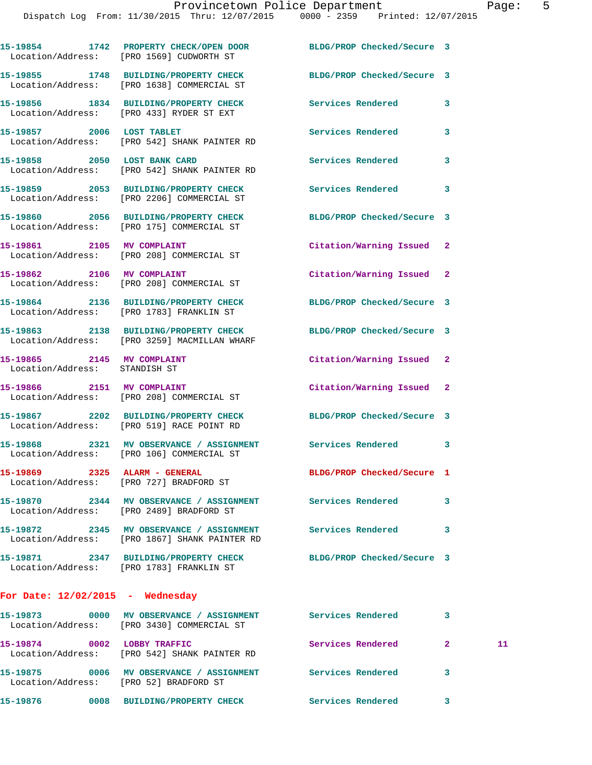15-19854 1742 PROPERTY CHECK/OPEN DOOR BLDG/PROP Checked/Secure 3
Location/Address: [PRO 1569] CUDWORTH ST

15-19855 1748 BUILDING/PROPERTY CHECK BLDG/PROP Checked/Secure 3
Location/Address: [PRO 1638] COMMERCIAL ST

15-19856 1834 BUILDING/PROPERTY CHECK Services Rendered 3
Location/Address: [PRO 433] RYDER ST EXT

15-19857 2006 LOST TABLET Services Rendered 3
Location/Address: [PRO 542] SHANK PAINTER RD

15-19858 2050 LOST BANK CARD Services Rendered 3
Location/Address: [PRO 542] SHANK PAINTER RD

15-19859 2053 BUILDING/PROPERTY CHECK Services Rendered 3
Location/Address: [PRO 2206] COMMERCIAL ST

15-19860 2056 BUILDING/PROPERTY CHECK BLDG/PROP Checked/Secure 3
Location/Address: [PRO 175] COMMERCIAL ST

15-19861 2105 MV COMPLAINT Citation/Warning Issued 2
Location/Address: [PRO 208] COMMERCIAL ST

15-19862 2106 MV COMPLAINT Citation/Warning Issued 2
Location/Address: [PRO 208] COMMERCIAL ST

15-19864 2136 BUILDING/PROPERTY CHECK BLDG/PROP Checked/Secure 3
Location/Address: [PRO 1783] FRANKLIN ST

15-19863 2138 BUILDING/PROPERTY CHECK BLDG/PROP Checked/Secure 3
Location/Address: [PRO 3259] MACMILLAN WHARF

15-19865 2145 MV COMPLAINT Citation/Warning Issued 2
Location/Address: STANDISH ST

15-19866 2151 MV COMPLAINT Citation/Warning Issued 2
Location/Address: [PRO 208] COMMERCIAL ST

15-19867 2202 BUILDING/PROPERTY CHECK BLDG/PROP Checked/Secure 3
Location/Address: [PRO 519] RACE POINT RD

15-19868 2321 MV OBSERVANCE / ASSIGNMENT Services Rendered 3
Location/Address: [PRO 106] COMMERCIAL ST

15-19869 2325 ALARM - GENERAL BLDG/PROP Checked/Secure 1
Location/Address: [PRO 727] BRADFORD ST

15-19870 2344 MV OBSERVANCE / ASSIGNMENT Services Rendered 3
Location/Address: [PRO 2489] BRADFORD ST

15-19872 2345 MV OBSERVANCE / ASSIGNMENT Services Rendered 3
Location/Address: [PRO 1867] SHANK PAINTER RD

15-19871 2347 BUILDING/PROPERTY CHECK BLDG/PROP Checked/Secure 3
Location/Address: [PRO 1783] FRANKLIN ST

**For Date: 12/02/2015 - Wednesday**

15-19873 0000 MV OBSERVANCE / ASSIGNMENT Services Rendered 3
Location/Address: [PRO 3430] COMMERCIAL ST

15-19874 0002 LOBBY TRAFFIC Services Rendered 2 11
Location/Address: [PRO 542] SHANK PAINTER RD

15-19875 0006 MV OBSERVANCE / ASSIGNMENT Services Rendered 3
Location/Address: [PRO 52] BRADFORD ST

15-19876 0008 BUILDING/PROPERTY CHECK Services Rendered 3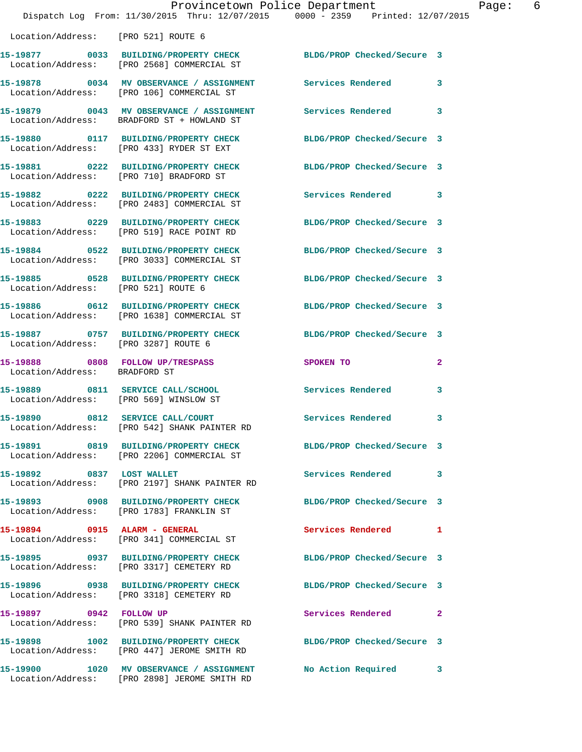Location/Address: [PRO 521] ROUTE 6

15-19877 0033 BUILDING/PROPERTY CHECK BLDG/PROP Checked/Secure 3
Location/Address: [PRO 2568] COMMERCIAL ST

15-19878 0034 MV OBSERVANCE / ASSIGNMENT Services Rendered 3
Location/Address: [PRO 106] COMMERCIAL ST

15-19879 0043 MV OBSERVANCE / ASSIGNMENT Services Rendered 3
Location/Address: BRADFORD ST + HOWLAND ST

15-19880 0117 BUILDING/PROPERTY CHECK BLDG/PROP Checked/Secure 3
Location/Address: [PRO 433] RYDER ST EXT

15-19881 0222 BUILDING/PROPERTY CHECK BLDG/PROP Checked/Secure 3
Location/Address: [PRO 710] BRADFORD ST

15-19882 0222 BUILDING/PROPERTY CHECK Services Rendered 3
Location/Address: [PRO 2483] COMMERCIAL ST

15-19883 0229 BUILDING/PROPERTY CHECK BLDG/PROP Checked/Secure 3
Location/Address: [PRO 519] RACE POINT RD

15-19884 0522 BUILDING/PROPERTY CHECK BLDG/PROP Checked/Secure 3
Location/Address: [PRO 3033] COMMERCIAL ST

15-19885 0528 BUILDING/PROPERTY CHECK BLDG/PROP Checked/Secure 3
Location/Address: [PRO 521] ROUTE 6

15-19886 0612 BUILDING/PROPERTY CHECK BLDG/PROP Checked/Secure 3
Location/Address: [PRO 1638] COMMERCIAL ST

15-19887 0757 BUILDING/PROPERTY CHECK BLDG/PROP Checked/Secure 3
Location/Address: [PRO 3287] ROUTE 6

15-19888 0808 FOLLOW UP/TRESPASS SPOKEN TO 2
Location/Address: BRADFORD ST

15-19889 0811 SERVICE CALL/SCHOOL Services Rendered 3
Location/Address: [PRO 569] WINSLOW ST

15-19890 0812 SERVICE CALL/COURT Services Rendered 3
Location/Address: [PRO 542] SHANK PAINTER RD

15-19891 0819 BUILDING/PROPERTY CHECK BLDG/PROP Checked/Secure 3
Location/Address: [PRO 2206] COMMERCIAL ST

15-19892 0837 LOST WALLET Services Rendered 3
Location/Address: [PRO 2197] SHANK PAINTER RD

15-19893 0908 BUILDING/PROPERTY CHECK BLDG/PROP Checked/Secure 3
Location/Address: [PRO 1783] FRANKLIN ST

15-19894 0915 ALARM - GENERAL Services Rendered 1
Location/Address: [PRO 341] COMMERCIAL ST

15-19895 0937 BUILDING/PROPERTY CHECK BLDG/PROP Checked/Secure 3
Location/Address: [PRO 3317] CEMETERY RD

15-19896 0938 BUILDING/PROPERTY CHECK BLDG/PROP Checked/Secure 3
Location/Address: [PRO 3318] CEMETERY RD

15-19897 0942 FOLLOW UP Services Rendered 2
Location/Address: [PRO 539] SHANK PAINTER RD

15-19898 1002 BUILDING/PROPERTY CHECK BLDG/PROP Checked/Secure 3
Location/Address: [PRO 447] JEROME SMITH RD

15-19900 1020 MV OBSERVANCE / ASSIGNMENT No Action Required 3
Location/Address: [PRO 2898] JEROME SMITH RD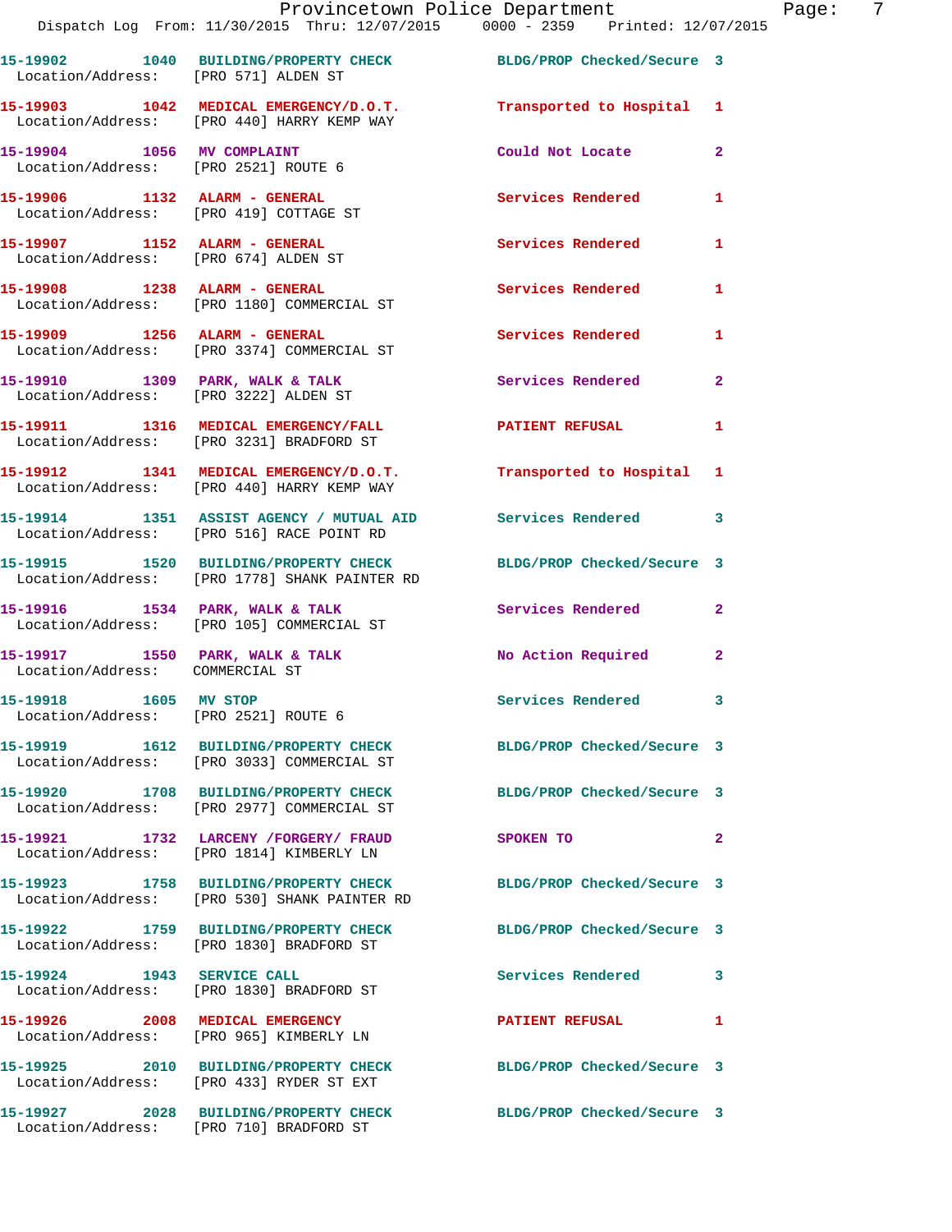| Call Number | Time | Call Reason | Action | Priority |
|---|---|---|---|---|
| 15-19902 | 1040 | BUILDING/PROPERTY CHECK | BLDG/PROP Checked/Secure | 3 |
| Location/Address: | [PRO 571] ALDEN ST | | | |
| 15-19903 | 1042 | MEDICAL EMERGENCY/D.O.T. | Transported to Hospital | 1 |
| Location/Address: | [PRO 440] HARRY KEMP WAY | | | |
| 15-19904 | 1056 | MV COMPLAINT | Could Not Locate | 2 |
| Location/Address: | [PRO 2521] ROUTE 6 | | | |
| 15-19906 | 1132 | ALARM - GENERAL | Services Rendered | 1 |
| Location/Address: | [PRO 419] COTTAGE ST | | | |
| 15-19907 | 1152 | ALARM - GENERAL | Services Rendered | 1 |
| Location/Address: | [PRO 674] ALDEN ST | | | |
| 15-19908 | 1238 | ALARM - GENERAL | Services Rendered | 1 |
| Location/Address: | [PRO 1180] COMMERCIAL ST | | | |
| 15-19909 | 1256 | ALARM - GENERAL | Services Rendered | 1 |
| Location/Address: | [PRO 3374] COMMERCIAL ST | | | |
| 15-19910 | 1309 | PARK, WALK & TALK | Services Rendered | 2 |
| Location/Address: | [PRO 3222] ALDEN ST | | | |
| 15-19911 | 1316 | MEDICAL EMERGENCY/FALL | PATIENT REFUSAL | 1 |
| Location/Address: | [PRO 3231] BRADFORD ST | | | |
| 15-19912 | 1341 | MEDICAL EMERGENCY/D.O.T. | Transported to Hospital | 1 |
| Location/Address: | [PRO 440] HARRY KEMP WAY | | | |
| 15-19914 | 1351 | ASSIST AGENCY / MUTUAL AID | Services Rendered | 3 |
| Location/Address: | [PRO 516] RACE POINT RD | | | |
| 15-19915 | 1520 | BUILDING/PROPERTY CHECK | BLDG/PROP Checked/Secure | 3 |
| Location/Address: | [PRO 1778] SHANK PAINTER RD | | | |
| 15-19916 | 1534 | PARK, WALK & TALK | Services Rendered | 2 |
| Location/Address: | [PRO 105] COMMERCIAL ST | | | |
| 15-19917 | 1550 | PARK, WALK & TALK | No Action Required | 2 |
| Location/Address: | COMMERCIAL ST | | | |
| 15-19918 | 1605 | MV STOP | Services Rendered | 3 |
| Location/Address: | [PRO 2521] ROUTE 6 | | | |
| 15-19919 | 1612 | BUILDING/PROPERTY CHECK | BLDG/PROP Checked/Secure | 3 |
| Location/Address: | [PRO 3033] COMMERCIAL ST | | | |
| 15-19920 | 1708 | BUILDING/PROPERTY CHECK | BLDG/PROP Checked/Secure | 3 |
| Location/Address: | [PRO 2977] COMMERCIAL ST | | | |
| 15-19921 | 1732 | LARCENY /FORGERY/ FRAUD | SPOKEN TO | 2 |
| Location/Address: | [PRO 1814] KIMBERLY LN | | | |
| 15-19923 | 1758 | BUILDING/PROPERTY CHECK | BLDG/PROP Checked/Secure | 3 |
| Location/Address: | [PRO 530] SHANK PAINTER RD | | | |
| 15-19922 | 1759 | BUILDING/PROPERTY CHECK | BLDG/PROP Checked/Secure | 3 |
| Location/Address: | [PRO 1830] BRADFORD ST | | | |
| 15-19924 | 1943 | SERVICE CALL | Services Rendered | 3 |
| Location/Address: | [PRO 1830] BRADFORD ST | | | |
| 15-19926 | 2008 | MEDICAL EMERGENCY | PATIENT REFUSAL | 1 |
| Location/Address: | [PRO 965] KIMBERLY LN | | | |
| 15-19925 | 2010 | BUILDING/PROPERTY CHECK | BLDG/PROP Checked/Secure | 3 |
| Location/Address: | [PRO 433] RYDER ST EXT | | | |
| 15-19927 | 2028 | BUILDING/PROPERTY CHECK | BLDG/PROP Checked/Secure | 3 |
| Location/Address: | [PRO 710] BRADFORD ST | | | |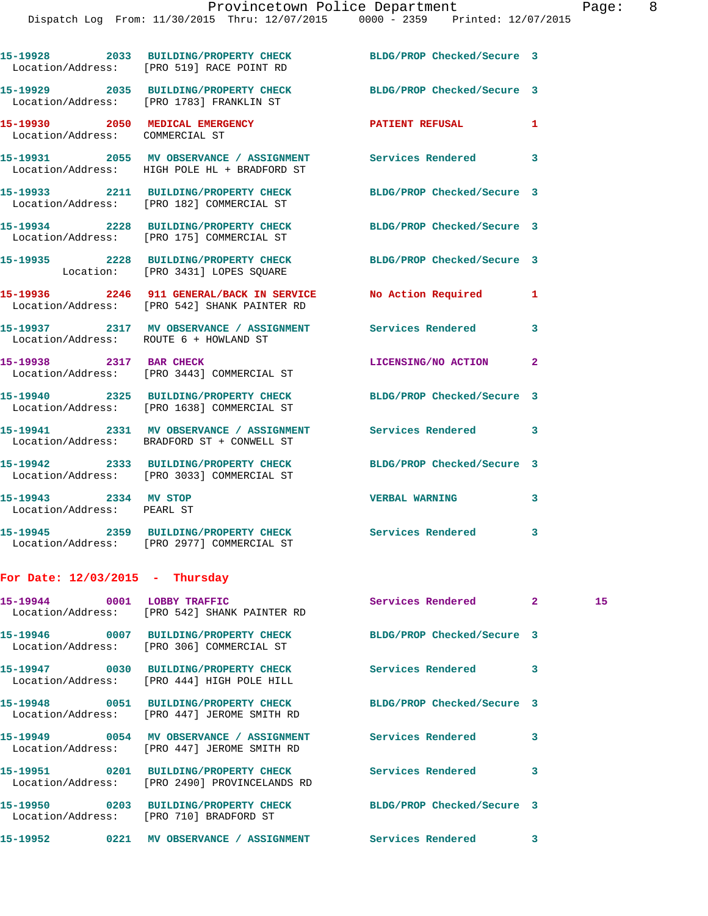15-19928 2033 BUILDING/PROPERTY CHECK BLDG/PROP Checked/Secure 3
Location/Address: [PRO 519] RACE POINT RD

15-19929 2035 BUILDING/PROPERTY CHECK BLDG/PROP Checked/Secure 3
Location/Address: [PRO 1783] FRANKLIN ST

15-19930 2050 MEDICAL EMERGENCY PATIENT REFUSAL 1
Location/Address: COMMERCIAL ST

15-19931 2055 MV OBSERVANCE / ASSIGNMENT Services Rendered 3
Location/Address: HIGH POLE HL + BRADFORD ST

15-19933 2211 BUILDING/PROPERTY CHECK BLDG/PROP Checked/Secure 3
Location/Address: [PRO 182] COMMERCIAL ST

15-19934 2228 BUILDING/PROPERTY CHECK BLDG/PROP Checked/Secure 3
Location/Address: [PRO 175] COMMERCIAL ST

15-19935 2228 BUILDING/PROPERTY CHECK BLDG/PROP Checked/Secure 3
Location: [PRO 3431] LOPES SQUARE

15-19936 2246 911 GENERAL/BACK IN SERVICE No Action Required 1
Location/Address: [PRO 542] SHANK PAINTER RD

15-19937 2317 MV OBSERVANCE / ASSIGNMENT Services Rendered 3
Location/Address: ROUTE 6 + HOWLAND ST

15-19938 2317 BAR CHECK LICENSING/NO ACTION 2
Location/Address: [PRO 3443] COMMERCIAL ST

15-19940 2325 BUILDING/PROPERTY CHECK BLDG/PROP Checked/Secure 3
Location/Address: [PRO 1638] COMMERCIAL ST

15-19941 2331 MV OBSERVANCE / ASSIGNMENT Services Rendered 3
Location/Address: BRADFORD ST + CONWELL ST

15-19942 2333 BUILDING/PROPERTY CHECK BLDG/PROP Checked/Secure 3
Location/Address: [PRO 3033] COMMERCIAL ST

15-19943 2334 MV STOP VERBAL WARNING 3
Location/Address: PEARL ST

15-19945 2359 BUILDING/PROPERTY CHECK Services Rendered 3
Location/Address: [PRO 2977] COMMERCIAL ST

**For Date: 12/03/2015 - Thursday**

15-19944 0001 LOBBY TRAFFIC Services Rendered 2 15
Location/Address: [PRO 542] SHANK PAINTER RD

15-19946 0007 BUILDING/PROPERTY CHECK BLDG/PROP Checked/Secure 3
Location/Address: [PRO 306] COMMERCIAL ST

15-19947 0030 BUILDING/PROPERTY CHECK Services Rendered 3
Location/Address: [PRO 444] HIGH POLE HILL

15-19948 0051 BUILDING/PROPERTY CHECK BLDG/PROP Checked/Secure 3
Location/Address: [PRO 447] JEROME SMITH RD

15-19949 0054 MV OBSERVANCE / ASSIGNMENT Services Rendered 3
Location/Address: [PRO 447] JEROME SMITH RD

15-19951 0201 BUILDING/PROPERTY CHECK Services Rendered 3
Location/Address: [PRO 2490] PROVINCELANDS RD

15-19950 0203 BUILDING/PROPERTY CHECK BLDG/PROP Checked/Secure 3
Location/Address: [PRO 710] BRADFORD ST

15-19952 0221 MV OBSERVANCE / ASSIGNMENT Services Rendered 3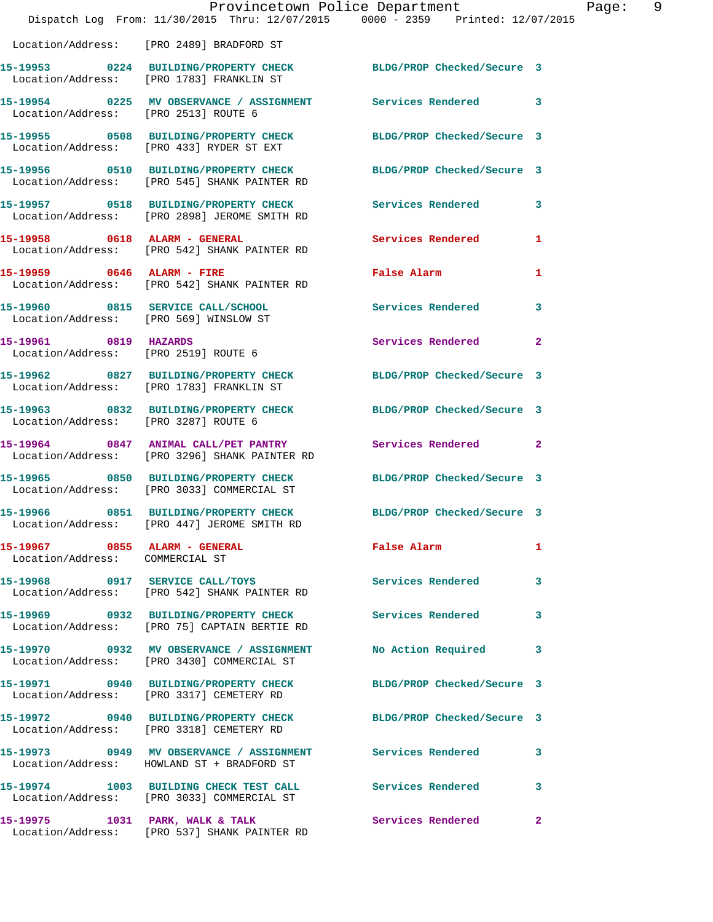Location/Address: [PRO 2489] BRADFORD ST

| Call # | Time | Call Type | Disposition | Priority |
|---|---|---|---|---|
| 15-19953 | 0224 | BUILDING/PROPERTY CHECK | BLDG/PROP Checked/Secure | 3 |
| | | Location/Address: [PRO 1783] FRANKLIN ST | | |
| 15-19954 | 0225 | MV OBSERVANCE / ASSIGNMENT | Services Rendered | 3 |
| | | Location/Address: [PRO 2513] ROUTE 6 | | |
| 15-19955 | 0508 | BUILDING/PROPERTY CHECK | BLDG/PROP Checked/Secure | 3 |
| | | Location/Address: [PRO 433] RYDER ST EXT | | |
| 15-19956 | 0510 | BUILDING/PROPERTY CHECK | BLDG/PROP Checked/Secure | 3 |
| | | Location/Address: [PRO 545] SHANK PAINTER RD | | |
| 15-19957 | 0518 | BUILDING/PROPERTY CHECK | Services Rendered | 3 |
| | | Location/Address: [PRO 2898] JEROME SMITH RD | | |
| 15-19958 | 0618 | ALARM - GENERAL | Services Rendered | 1 |
| | | Location/Address: [PRO 542] SHANK PAINTER RD | | |
| 15-19959 | 0646 | ALARM - FIRE | False Alarm | 1 |
| | | Location/Address: [PRO 542] SHANK PAINTER RD | | |
| 15-19960 | 0815 | SERVICE CALL/SCHOOL | Services Rendered | 3 |
| | | Location/Address: [PRO 569] WINSLOW ST | | |
| 15-19961 | 0819 | HAZARDS | Services Rendered | 2 |
| | | Location/Address: [PRO 2519] ROUTE 6 | | |
| 15-19962 | 0827 | BUILDING/PROPERTY CHECK | BLDG/PROP Checked/Secure | 3 |
| | | Location/Address: [PRO 1783] FRANKLIN ST | | |
| 15-19963 | 0832 | BUILDING/PROPERTY CHECK | BLDG/PROP Checked/Secure | 3 |
| | | Location/Address: [PRO 3287] ROUTE 6 | | |
| 15-19964 | 0847 | ANIMAL CALL/PET PANTRY | Services Rendered | 2 |
| | | Location/Address: [PRO 3296] SHANK PAINTER RD | | |
| 15-19965 | 0850 | BUILDING/PROPERTY CHECK | BLDG/PROP Checked/Secure | 3 |
| | | Location/Address: [PRO 3033] COMMERCIAL ST | | |
| 15-19966 | 0851 | BUILDING/PROPERTY CHECK | BLDG/PROP Checked/Secure | 3 |
| | | Location/Address: [PRO 447] JEROME SMITH RD | | |
| 15-19967 | 0855 | ALARM - GENERAL | False Alarm | 1 |
| | | Location/Address: COMMERCIAL ST | | |
| 15-19968 | 0917 | SERVICE CALL/TOYS | Services Rendered | 3 |
| | | Location/Address: [PRO 542] SHANK PAINTER RD | | |
| 15-19969 | 0932 | BUILDING/PROPERTY CHECK | Services Rendered | 3 |
| | | Location/Address: [PRO 75] CAPTAIN BERTIE RD | | |
| 15-19970 | 0932 | MV OBSERVANCE / ASSIGNMENT | No Action Required | 3 |
| | | Location/Address: [PRO 3430] COMMERCIAL ST | | |
| 15-19971 | 0940 | BUILDING/PROPERTY CHECK | BLDG/PROP Checked/Secure | 3 |
| | | Location/Address: [PRO 3317] CEMETERY RD | | |
| 15-19972 | 0940 | BUILDING/PROPERTY CHECK | BLDG/PROP Checked/Secure | 3 |
| | | Location/Address: [PRO 3318] CEMETERY RD | | |
| 15-19973 | 0949 | MV OBSERVANCE / ASSIGNMENT | Services Rendered | 3 |
| | | Location/Address: HOWLAND ST + BRADFORD ST | | |
| 15-19974 | 1003 | BUILDING CHECK TEST CALL | Services Rendered | 3 |
| | | Location/Address: [PRO 3033] COMMERCIAL ST | | |
| 15-19975 | 1031 | PARK, WALK & TALK | Services Rendered | 2 |
| | | Location/Address: [PRO 537] SHANK PAINTER RD | | |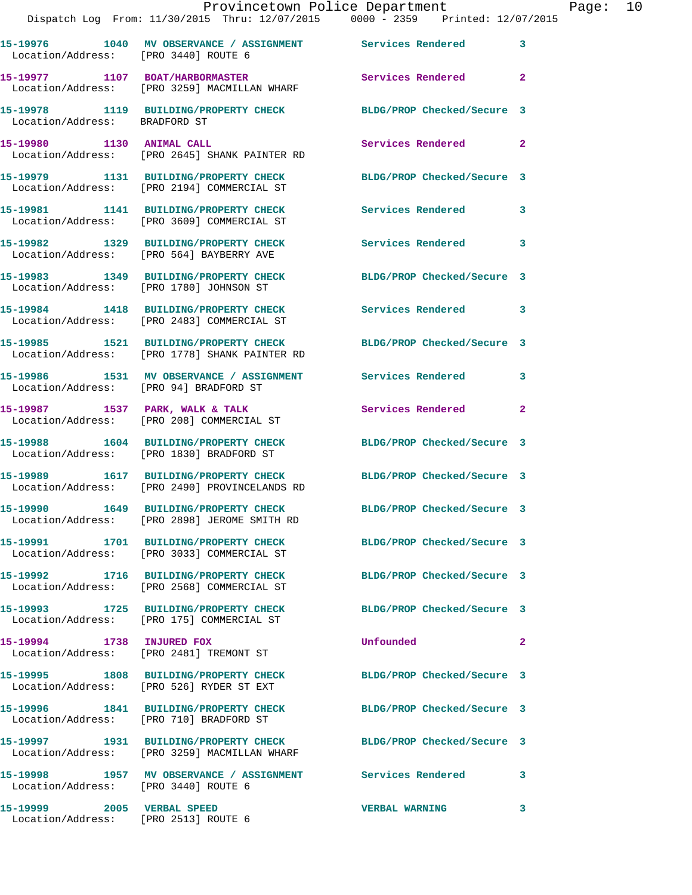15-19976 1040 MV OBSERVANCE / ASSIGNMENT Services Rendered 3
Location/Address: [PRO 3440] ROUTE 6

15-19977 1107 BOAT/HARBORMASTER Services Rendered 2
Location/Address: [PRO 3259] MACMILLAN WHARF

15-19978 1119 BUILDING/PROPERTY CHECK BLDG/PROP Checked/Secure 3
Location/Address: BRADFORD ST

15-19980 1130 ANIMAL CALL Services Rendered 2
Location/Address: [PRO 2645] SHANK PAINTER RD

15-19979 1131 BUILDING/PROPERTY CHECK BLDG/PROP Checked/Secure 3
Location/Address: [PRO 2194] COMMERCIAL ST

15-19981 1141 BUILDING/PROPERTY CHECK Services Rendered 3
Location/Address: [PRO 3609] COMMERCIAL ST

15-19982 1329 BUILDING/PROPERTY CHECK Services Rendered 3
Location/Address: [PRO 564] BAYBERRY AVE

15-19983 1349 BUILDING/PROPERTY CHECK BLDG/PROP Checked/Secure 3
Location/Address: [PRO 1780] JOHNSON ST

15-19984 1418 BUILDING/PROPERTY CHECK Services Rendered 3
Location/Address: [PRO 2483] COMMERCIAL ST

15-19985 1521 BUILDING/PROPERTY CHECK BLDG/PROP Checked/Secure 3
Location/Address: [PRO 1778] SHANK PAINTER RD

15-19986 1531 MV OBSERVANCE / ASSIGNMENT Services Rendered 3
Location/Address: [PRO 94] BRADFORD ST

15-19987 1537 PARK, WALK & TALK Services Rendered 2
Location/Address: [PRO 208] COMMERCIAL ST

15-19988 1604 BUILDING/PROPERTY CHECK BLDG/PROP Checked/Secure 3
Location/Address: [PRO 1830] BRADFORD ST

15-19989 1617 BUILDING/PROPERTY CHECK BLDG/PROP Checked/Secure 3
Location/Address: [PRO 2490] PROVINCELANDS RD

15-19990 1649 BUILDING/PROPERTY CHECK BLDG/PROP Checked/Secure 3
Location/Address: [PRO 2898] JEROME SMITH RD

15-19991 1701 BUILDING/PROPERTY CHECK BLDG/PROP Checked/Secure 3
Location/Address: [PRO 3033] COMMERCIAL ST

15-19992 1716 BUILDING/PROPERTY CHECK BLDG/PROP Checked/Secure 3
Location/Address: [PRO 2568] COMMERCIAL ST

15-19993 1725 BUILDING/PROPERTY CHECK BLDG/PROP Checked/Secure 3
Location/Address: [PRO 175] COMMERCIAL ST

15-19994 1738 INJURED FOX Unfounded 2
Location/Address: [PRO 2481] TREMONT ST

15-19995 1808 BUILDING/PROPERTY CHECK BLDG/PROP Checked/Secure 3
Location/Address: [PRO 526] RYDER ST EXT

15-19996 1841 BUILDING/PROPERTY CHECK BLDG/PROP Checked/Secure 3
Location/Address: [PRO 710] BRADFORD ST

15-19997 1931 BUILDING/PROPERTY CHECK BLDG/PROP Checked/Secure 3
Location/Address: [PRO 3259] MACMILLAN WHARF

15-19998 1957 MV OBSERVANCE / ASSIGNMENT Services Rendered 3
Location/Address: [PRO 3440] ROUTE 6

15-19999 2005 VERBAL SPEED VERBAL WARNING 3
Location/Address: [PRO 2513] ROUTE 6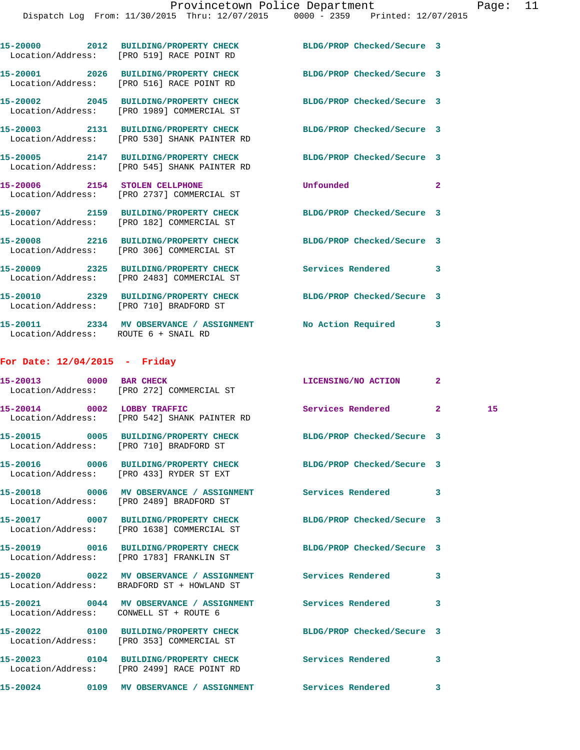15-20000 2012 BUILDING/PROPERTY CHECK BLDG/PROP Checked/Secure 3
Location/Address: [PRO 519] RACE POINT RD

15-20001 2026 BUILDING/PROPERTY CHECK BLDG/PROP Checked/Secure 3
Location/Address: [PRO 516] RACE POINT RD

15-20002 2045 BUILDING/PROPERTY CHECK BLDG/PROP Checked/Secure 3
Location/Address: [PRO 1989] COMMERCIAL ST

15-20003 2131 BUILDING/PROPERTY CHECK BLDG/PROP Checked/Secure 3
Location/Address: [PRO 530] SHANK PAINTER RD

15-20005 2147 BUILDING/PROPERTY CHECK BLDG/PROP Checked/Secure 3
Location/Address: [PRO 545] SHANK PAINTER RD

15-20006 2154 STOLEN CELLPHONE Unfounded 2
Location/Address: [PRO 2737] COMMERCIAL ST

15-20007 2159 BUILDING/PROPERTY CHECK BLDG/PROP Checked/Secure 3
Location/Address: [PRO 182] COMMERCIAL ST

15-20008 2216 BUILDING/PROPERTY CHECK BLDG/PROP Checked/Secure 3
Location/Address: [PRO 306] COMMERCIAL ST

15-20009 2325 BUILDING/PROPERTY CHECK Services Rendered 3
Location/Address: [PRO 2483] COMMERCIAL ST

15-20010 2329 BUILDING/PROPERTY CHECK BLDG/PROP Checked/Secure 3
Location/Address: [PRO 710] BRADFORD ST

15-20011 2334 MV OBSERVANCE / ASSIGNMENT No Action Required 3
Location/Address: ROUTE 6 + SNAIL RD

**For Date: 12/04/2015 - Friday**

15-20013 0000 BAR CHECK LICENSING/NO ACTION 2
Location/Address: [PRO 272] COMMERCIAL ST

15-20014 0002 LOBBY TRAFFIC Services Rendered 2 15
Location/Address: [PRO 542] SHANK PAINTER RD

15-20015 0005 BUILDING/PROPERTY CHECK BLDG/PROP Checked/Secure 3
Location/Address: [PRO 710] BRADFORD ST

15-20016 0006 BUILDING/PROPERTY CHECK BLDG/PROP Checked/Secure 3
Location/Address: [PRO 433] RYDER ST EXT

15-20018 0006 MV OBSERVANCE / ASSIGNMENT Services Rendered 3
Location/Address: [PRO 2489] BRADFORD ST

15-20017 0007 BUILDING/PROPERTY CHECK BLDG/PROP Checked/Secure 3
Location/Address: [PRO 1638] COMMERCIAL ST

15-20019 0016 BUILDING/PROPERTY CHECK BLDG/PROP Checked/Secure 3
Location/Address: [PRO 1783] FRANKLIN ST

15-20020 0022 MV OBSERVANCE / ASSIGNMENT Services Rendered 3
Location/Address: BRADFORD ST + HOWLAND ST

15-20021 0044 MV OBSERVANCE / ASSIGNMENT Services Rendered 3
Location/Address: CONWELL ST + ROUTE 6

15-20022 0100 BUILDING/PROPERTY CHECK BLDG/PROP Checked/Secure 3
Location/Address: [PRO 353] COMMERCIAL ST

15-20023 0104 BUILDING/PROPERTY CHECK Services Rendered 3
Location/Address: [PRO 2499] RACE POINT RD

15-20024 0109 MV OBSERVANCE / ASSIGNMENT Services Rendered 3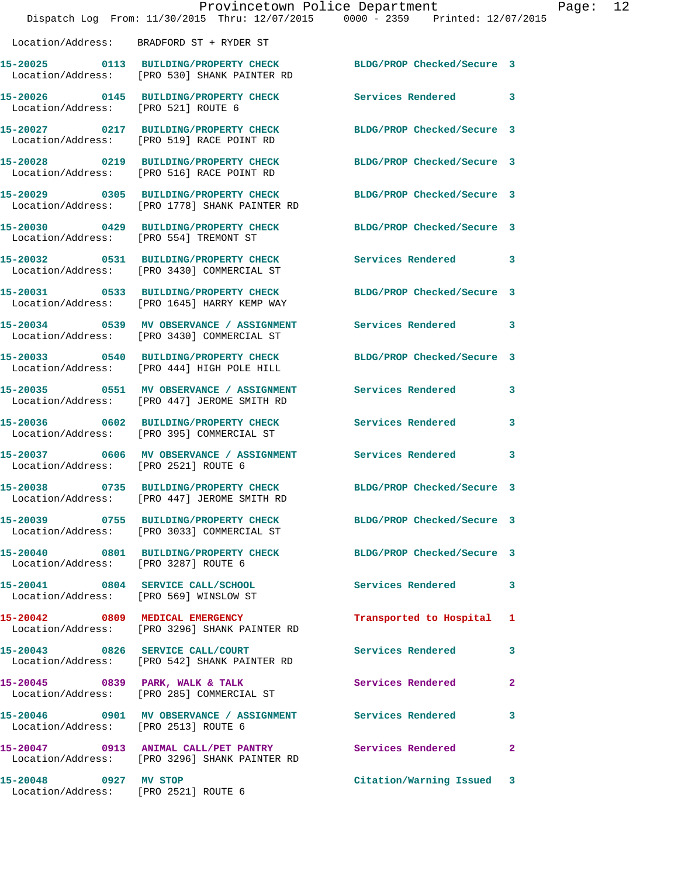Location/Address: BRADFORD ST + RYDER ST

15-20025 0113 BUILDING/PROPERTY CHECK BLDG/PROP Checked/Secure 3
Location/Address: [PRO 530] SHANK PAINTER RD

15-20026 0145 BUILDING/PROPERTY CHECK Services Rendered 3
Location/Address: [PRO 521] ROUTE 6

15-20027 0217 BUILDING/PROPERTY CHECK BLDG/PROP Checked/Secure 3
Location/Address: [PRO 519] RACE POINT RD

15-20028 0219 BUILDING/PROPERTY CHECK BLDG/PROP Checked/Secure 3
Location/Address: [PRO 516] RACE POINT RD

15-20029 0305 BUILDING/PROPERTY CHECK BLDG/PROP Checked/Secure 3
Location/Address: [PRO 1778] SHANK PAINTER RD

15-20030 0429 BUILDING/PROPERTY CHECK BLDG/PROP Checked/Secure 3
Location/Address: [PRO 554] TREMONT ST

15-20032 0531 BUILDING/PROPERTY CHECK Services Rendered 3
Location/Address: [PRO 3430] COMMERCIAL ST

15-20031 0533 BUILDING/PROPERTY CHECK BLDG/PROP Checked/Secure 3
Location/Address: [PRO 1645] HARRY KEMP WAY

15-20034 0539 MV OBSERVANCE / ASSIGNMENT Services Rendered 3
Location/Address: [PRO 3430] COMMERCIAL ST

15-20033 0540 BUILDING/PROPERTY CHECK BLDG/PROP Checked/Secure 3
Location/Address: [PRO 444] HIGH POLE HILL

15-20035 0551 MV OBSERVANCE / ASSIGNMENT Services Rendered 3
Location/Address: [PRO 447] JEROME SMITH RD

15-20036 0602 BUILDING/PROPERTY CHECK Services Rendered 3
Location/Address: [PRO 395] COMMERCIAL ST

15-20037 0606 MV OBSERVANCE / ASSIGNMENT Services Rendered 3
Location/Address: [PRO 2521] ROUTE 6

15-20038 0735 BUILDING/PROPERTY CHECK BLDG/PROP Checked/Secure 3
Location/Address: [PRO 447] JEROME SMITH RD

15-20039 0755 BUILDING/PROPERTY CHECK BLDG/PROP Checked/Secure 3
Location/Address: [PRO 3033] COMMERCIAL ST

15-20040 0801 BUILDING/PROPERTY CHECK BLDG/PROP Checked/Secure 3
Location/Address: [PRO 3287] ROUTE 6

15-20041 0804 SERVICE CALL/SCHOOL Services Rendered 3
Location/Address: [PRO 569] WINSLOW ST

15-20042 0809 MEDICAL EMERGENCY Transported to Hospital 1
Location/Address: [PRO 3296] SHANK PAINTER RD

15-20043 0826 SERVICE CALL/COURT Services Rendered 3
Location/Address: [PRO 542] SHANK PAINTER RD

15-20045 0839 PARK, WALK & TALK Services Rendered 2
Location/Address: [PRO 285] COMMERCIAL ST

15-20046 0901 MV OBSERVANCE / ASSIGNMENT Services Rendered 3
Location/Address: [PRO 2513] ROUTE 6

15-20047 0913 ANIMAL CALL/PET PANTRY Services Rendered 2
Location/Address: [PRO 3296] SHANK PAINTER RD

15-20048 0927 MV STOP Citation/Warning Issued 3
Location/Address: [PRO 2521] ROUTE 6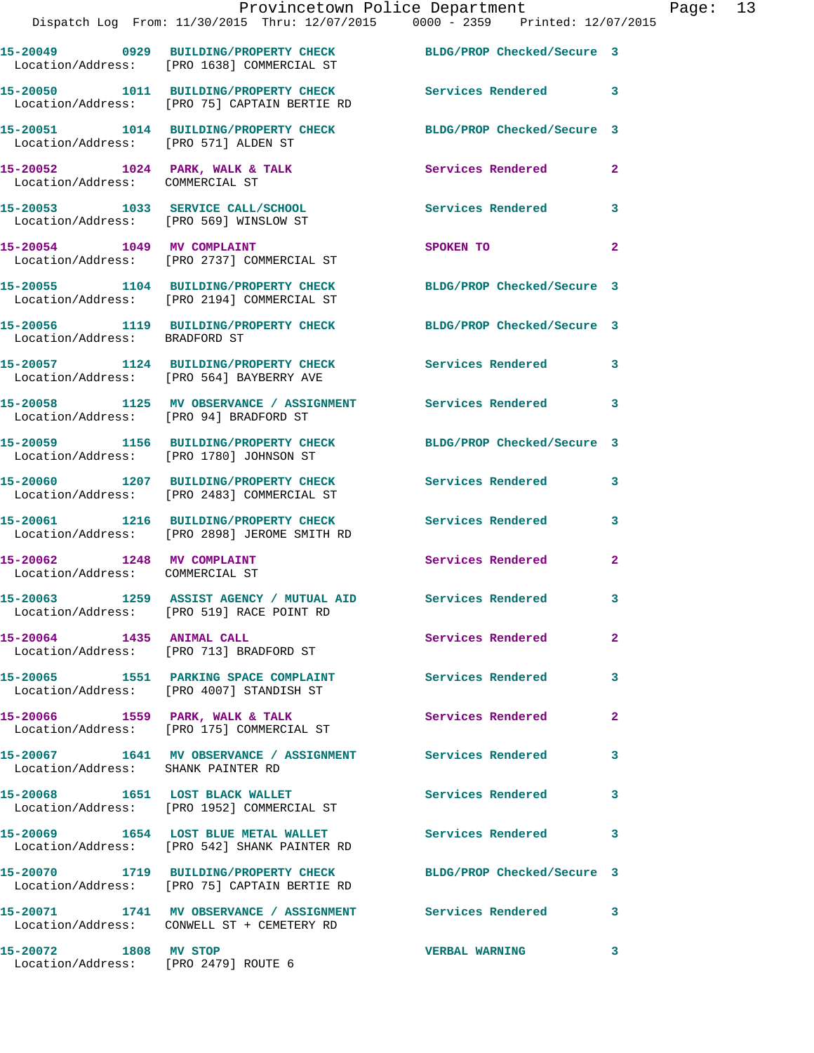15-20049 0929 BUILDING/PROPERTY CHECK BLDG/PROP Checked/Secure 3
Location/Address: [PRO 1638] COMMERCIAL ST

15-20050 1011 BUILDING/PROPERTY CHECK Services Rendered 3
Location/Address: [PRO 75] CAPTAIN BERTIE RD

15-20051 1014 BUILDING/PROPERTY CHECK BLDG/PROP Checked/Secure 3
Location/Address: [PRO 571] ALDEN ST

15-20052 1024 PARK, WALK & TALK Services Rendered 2
Location/Address: COMMERCIAL ST

15-20053 1033 SERVICE CALL/SCHOOL Services Rendered 3
Location/Address: [PRO 569] WINSLOW ST

15-20054 1049 MV COMPLAINT SPOKEN TO 2
Location/Address: [PRO 2737] COMMERCIAL ST

15-20055 1104 BUILDING/PROPERTY CHECK BLDG/PROP Checked/Secure 3
Location/Address: [PRO 2194] COMMERCIAL ST

15-20056 1119 BUILDING/PROPERTY CHECK BLDG/PROP Checked/Secure 3
Location/Address: BRADFORD ST

15-20057 1124 BUILDING/PROPERTY CHECK Services Rendered 3
Location/Address: [PRO 564] BAYBERRY AVE

15-20058 1125 MV OBSERVANCE / ASSIGNMENT Services Rendered 3
Location/Address: [PRO 94] BRADFORD ST

15-20059 1156 BUILDING/PROPERTY CHECK BLDG/PROP Checked/Secure 3
Location/Address: [PRO 1780] JOHNSON ST

15-20060 1207 BUILDING/PROPERTY CHECK Services Rendered 3
Location/Address: [PRO 2483] COMMERCIAL ST

15-20061 1216 BUILDING/PROPERTY CHECK Services Rendered 3
Location/Address: [PRO 2898] JEROME SMITH RD

15-20062 1248 MV COMPLAINT Services Rendered 2
Location/Address: COMMERCIAL ST

15-20063 1259 ASSIST AGENCY / MUTUAL AID Services Rendered 3
Location/Address: [PRO 519] RACE POINT RD

15-20064 1435 ANIMAL CALL Services Rendered 2
Location/Address: [PRO 713] BRADFORD ST

15-20065 1551 PARKING SPACE COMPLAINT Services Rendered 3
Location/Address: [PRO 4007] STANDISH ST

15-20066 1559 PARK, WALK & TALK Services Rendered 2
Location/Address: [PRO 175] COMMERCIAL ST

15-20067 1641 MV OBSERVANCE / ASSIGNMENT Services Rendered 3
Location/Address: SHANK PAINTER RD

15-20068 1651 LOST BLACK WALLET Services Rendered 3
Location/Address: [PRO 1952] COMMERCIAL ST

15-20069 1654 LOST BLUE METAL WALLET Services Rendered 3
Location/Address: [PRO 542] SHANK PAINTER RD

15-20070 1719 BUILDING/PROPERTY CHECK BLDG/PROP Checked/Secure 3
Location/Address: [PRO 75] CAPTAIN BERTIE RD

15-20071 1741 MV OBSERVANCE / ASSIGNMENT Services Rendered 3
Location/Address: CONWELL ST + CEMETERY RD

15-20072 1808 MV STOP VERBAL WARNING 3
Location/Address: [PRO 2479] ROUTE 6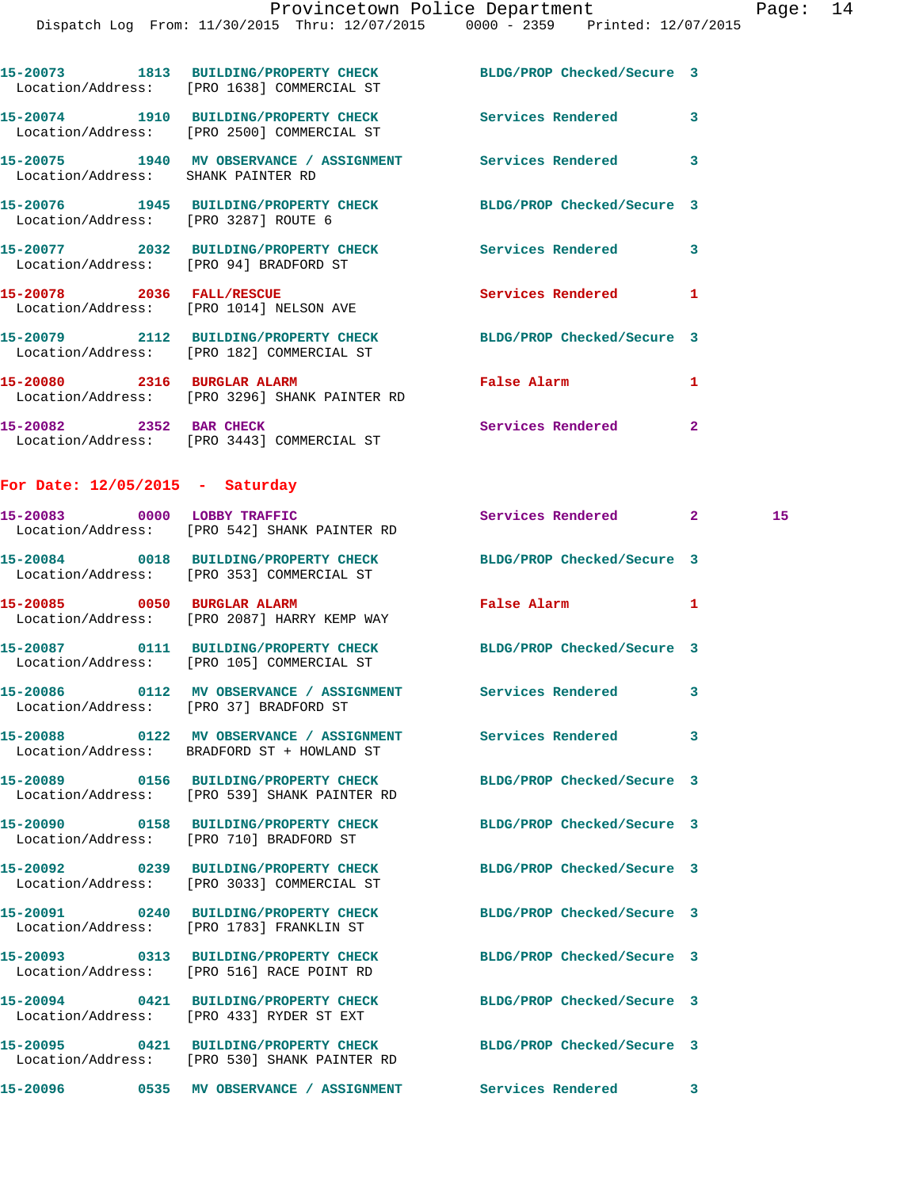15-20073 1813 BUILDING/PROPERTY CHECK BLDG/PROP Checked/Secure 3
Location/Address: [PRO 1638] COMMERCIAL ST

15-20074 1910 BUILDING/PROPERTY CHECK Services Rendered 3
Location/Address: [PRO 2500] COMMERCIAL ST

15-20075 1940 MV OBSERVATION / ASSIGNMENT Services Rendered 3
Location/Address: SHANK PAINTER RD

15-20076 1945 BUILDING/PROPERTY CHECK BLDG/PROP Checked/Secure 3
Location/Address: [PRO 3287] ROUTE 6

15-20077 2032 BUILDING/PROPERTY CHECK Services Rendered 3
Location/Address: [PRO 94] BRADFORD ST

15-20078 2036 FALL/RESCUE Services Rendered 1
Location/Address: [PRO 1014] NELSON AVE

15-20079 2112 BUILDING/PROPERTY CHECK BLDG/PROP Checked/Secure 3
Location/Address: [PRO 182] COMMERCIAL ST

15-20080 2316 BURGLAR ALARM False Alarm 1
Location/Address: [PRO 3296] SHANK PAINTER RD

15-20082 2352 BAR CHECK Services Rendered 2
Location/Address: [PRO 3443] COMMERCIAL ST

## For Date: 12/05/2015 - Saturday

15-20083 0000 LOBBY TRAFFIC Services Rendered 2 15
Location/Address: [PRO 542] SHANK PAINTER RD

15-20084 0018 BUILDING/PROPERTY CHECK BLDG/PROP Checked/Secure 3
Location/Address: [PRO 353] COMMERCIAL ST

15-20085 0050 BURGLAR ALARM False Alarm 1
Location/Address: [PRO 2087] HARRY KEMP WAY

15-20087 0111 BUILDING/PROPERTY CHECK BLDG/PROP Checked/Secure 3
Location/Address: [PRO 105] COMMERCIAL ST

15-20086 0112 MV OBSERVATION / ASSIGNMENT Services Rendered 3
Location/Address: [PRO 37] BRADFORD ST

15-20088 0122 MV OBSERVATION / ASSIGNMENT Services Rendered 3
Location/Address: BRADFORD ST + HOWLAND ST

15-20089 0156 BUILDING/PROPERTY CHECK BLDG/PROP Checked/Secure 3
Location/Address: [PRO 539] SHANK PAINTER RD

15-20090 0158 BUILDING/PROPERTY CHECK BLDG/PROP Checked/Secure 3
Location/Address: [PRO 710] BRADFORD ST

15-20092 0239 BUILDING/PROPERTY CHECK BLDG/PROP Checked/Secure 3
Location/Address: [PRO 3033] COMMERCIAL ST

15-20091 0240 BUILDING/PROPERTY CHECK BLDG/PROP Checked/Secure 3
Location/Address: [PRO 1783] FRANKLIN ST

15-20093 0313 BUILDING/PROPERTY CHECK BLDG/PROP Checked/Secure 3
Location/Address: [PRO 516] RACE POINT RD

15-20094 0421 BUILDING/PROPERTY CHECK BLDG/PROP Checked/Secure 3
Location/Address: [PRO 433] RYDER ST EXT

15-20095 0421 BUILDING/PROPERTY CHECK BLDG/PROP Checked/Secure 3
Location/Address: [PRO 530] SHANK PAINTER RD

15-20096 0535 MV OBSERVATION / ASSIGNMENT Services Rendered 3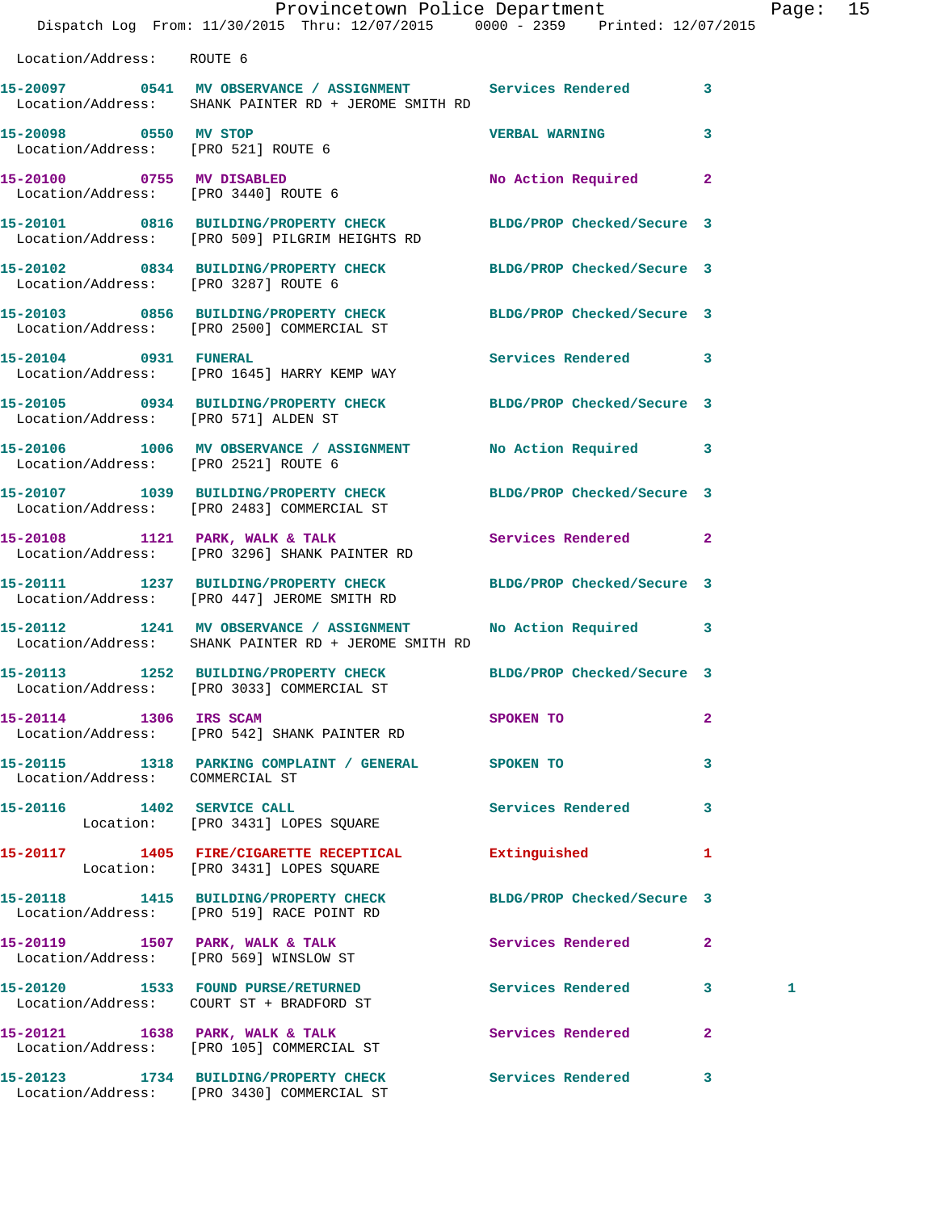Location/Address: ROUTE 6

15-20097 0541 MV OBSERVANCE / ASSIGNMENT Services Rendered 3
Location/Address: SHANK PAINTER RD + JEROME SMITH RD

15-20098 0550 MV STOP VERBAL WARNING 3
Location/Address: [PRO 521] ROUTE 6

15-20100 0755 MV DISABLED No Action Required 2
Location/Address: [PRO 3440] ROUTE 6

15-20101 0816 BUILDING/PROPERTY CHECK BLDG/PROP Checked/Secure 3
Location/Address: [PRO 509] PILGRIM HEIGHTS RD

15-20102 0834 BUILDING/PROPERTY CHECK BLDG/PROP Checked/Secure 3
Location/Address: [PRO 3287] ROUTE 6

15-20103 0856 BUILDING/PROPERTY CHECK BLDG/PROP Checked/Secure 3
Location/Address: [PRO 2500] COMMERCIAL ST

15-20104 0931 FUNERAL Services Rendered 3
Location/Address: [PRO 1645] HARRY KEMP WAY

15-20105 0934 BUILDING/PROPERTY CHECK BLDG/PROP Checked/Secure 3
Location/Address: [PRO 571] ALDEN ST

15-20106 1006 MV OBSERVANCE / ASSIGNMENT No Action Required 3
Location/Address: [PRO 2521] ROUTE 6

15-20107 1039 BUILDING/PROPERTY CHECK BLDG/PROP Checked/Secure 3
Location/Address: [PRO 2483] COMMERCIAL ST

15-20108 1121 PARK, WALK & TALK Services Rendered 2
Location/Address: [PRO 3296] SHANK PAINTER RD

15-20111 1237 BUILDING/PROPERTY CHECK BLDG/PROP Checked/Secure 3
Location/Address: [PRO 447] JEROME SMITH RD

15-20112 1241 MV OBSERVANCE / ASSIGNMENT No Action Required 3
Location/Address: SHANK PAINTER RD + JEROME SMITH RD

15-20113 1252 BUILDING/PROPERTY CHECK BLDG/PROP Checked/Secure 3
Location/Address: [PRO 3033] COMMERCIAL ST

15-20114 1306 IRS SCAM SPOKEN TO 2
Location/Address: [PRO 542] SHANK PAINTER RD

15-20115 1318 PARKING COMPLAINT / GENERAL SPOKEN TO 3
Location/Address: COMMERCIAL ST

15-20116 1402 SERVICE CALL Services Rendered 3
Location: [PRO 3431] LOPES SQUARE

15-20117 1405 FIRE/CIGARETTE RECEPTICAL Extinguished 1
Location: [PRO 3431] LOPES SQUARE

15-20118 1415 BUILDING/PROPERTY CHECK BLDG/PROP Checked/Secure 3
Location/Address: [PRO 519] RACE POINT RD

15-20119 1507 PARK, WALK & TALK Services Rendered 2
Location/Address: [PRO 569] WINSLOW ST

15-20120 1533 FOUND PURSE/RETURNED Services Rendered 3 1
Location/Address: COURT ST + BRADFORD ST

15-20121 1638 PARK, WALK & TALK Services Rendered 2
Location/Address: [PRO 105] COMMERCIAL ST

15-20123 1734 BUILDING/PROPERTY CHECK Services Rendered 3
Location/Address: [PRO 3430] COMMERCIAL ST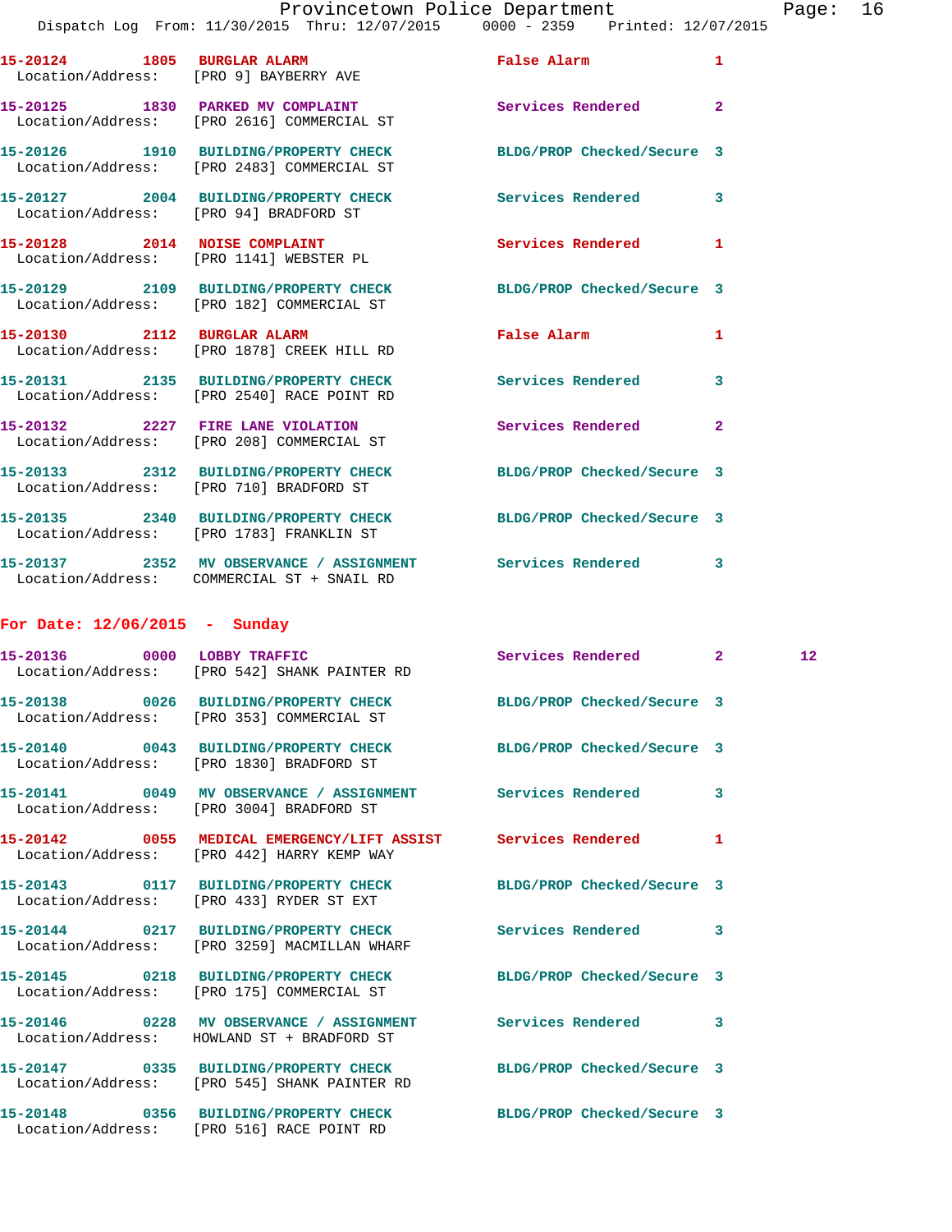15-20124 1805 BURGLAR ALARM False Alarm 1
Location/Address: [PRO 9] BAYBERRY AVE

15-20125 1830 PARKED MV COMPLAINT Services Rendered 2
Location/Address: [PRO 2616] COMMERCIAL ST

15-20126 1910 BUILDING/PROPERTY CHECK BLDG/PROP Checked/Secure 3
Location/Address: [PRO 2483] COMMERCIAL ST

15-20127 2004 BUILDING/PROPERTY CHECK Services Rendered 3
Location/Address: [PRO 94] BRADFORD ST

15-20128 2014 NOISE COMPLAINT Services Rendered 1
Location/Address: [PRO 1141] WEBSTER PL

15-20129 2109 BUILDING/PROPERTY CHECK BLDG/PROP Checked/Secure 3
Location/Address: [PRO 182] COMMERCIAL ST

15-20130 2112 BURGLAR ALARM False Alarm 1
Location/Address: [PRO 1878] CREEK HILL RD

15-20131 2135 BUILDING/PROPERTY CHECK Services Rendered 3
Location/Address: [PRO 2540] RACE POINT RD

15-20132 2227 FIRE LANE VIOLATION Services Rendered 2
Location/Address: [PRO 208] COMMERCIAL ST

15-20133 2312 BUILDING/PROPERTY CHECK BLDG/PROP Checked/Secure 3
Location/Address: [PRO 710] BRADFORD ST

15-20135 2340 BUILDING/PROPERTY CHECK BLDG/PROP Checked/Secure 3
Location/Address: [PRO 1783] FRANKLIN ST

15-20137 2352 MV OBSERVANCE / ASSIGNMENT Services Rendered 3
Location/Address: COMMERCIAL ST + SNAIL RD

**For Date: 12/06/2015 - Sunday**

15-20136 0000 LOBBY TRAFFIC Services Rendered 2 12
Location/Address: [PRO 542] SHANK PAINTER RD

15-20138 0026 BUILDING/PROPERTY CHECK BLDG/PROP Checked/Secure 3
Location/Address: [PRO 353] COMMERCIAL ST

15-20140 0043 BUILDING/PROPERTY CHECK BLDG/PROP Checked/Secure 3
Location/Address: [PRO 1830] BRADFORD ST

15-20141 0049 MV OBSERVANCE / ASSIGNMENT Services Rendered 3
Location/Address: [PRO 3004] BRADFORD ST

15-20142 0055 MEDICAL EMERGENCY/LIFT ASSIST Services Rendered 1
Location/Address: [PRO 442] HARRY KEMP WAY

15-20143 0117 BUILDING/PROPERTY CHECK BLDG/PROP Checked/Secure 3
Location/Address: [PRO 433] RYDER ST EXT

15-20144 0217 BUILDING/PROPERTY CHECK Services Rendered 3
Location/Address: [PRO 3259] MACMILLAN WHARF

15-20145 0218 BUILDING/PROPERTY CHECK BLDG/PROP Checked/Secure 3
Location/Address: [PRO 175] COMMERCIAL ST

15-20146 0228 MV OBSERVANCE / ASSIGNMENT Services Rendered 3
Location/Address: HOWLAND ST + BRADFORD ST

15-20147 0335 BUILDING/PROPERTY CHECK BLDG/PROP Checked/Secure 3
Location/Address: [PRO 545] SHANK PAINTER RD

15-20148 0356 BUILDING/PROPERTY CHECK BLDG/PROP Checked/Secure 3
Location/Address: [PRO 516] RACE POINT RD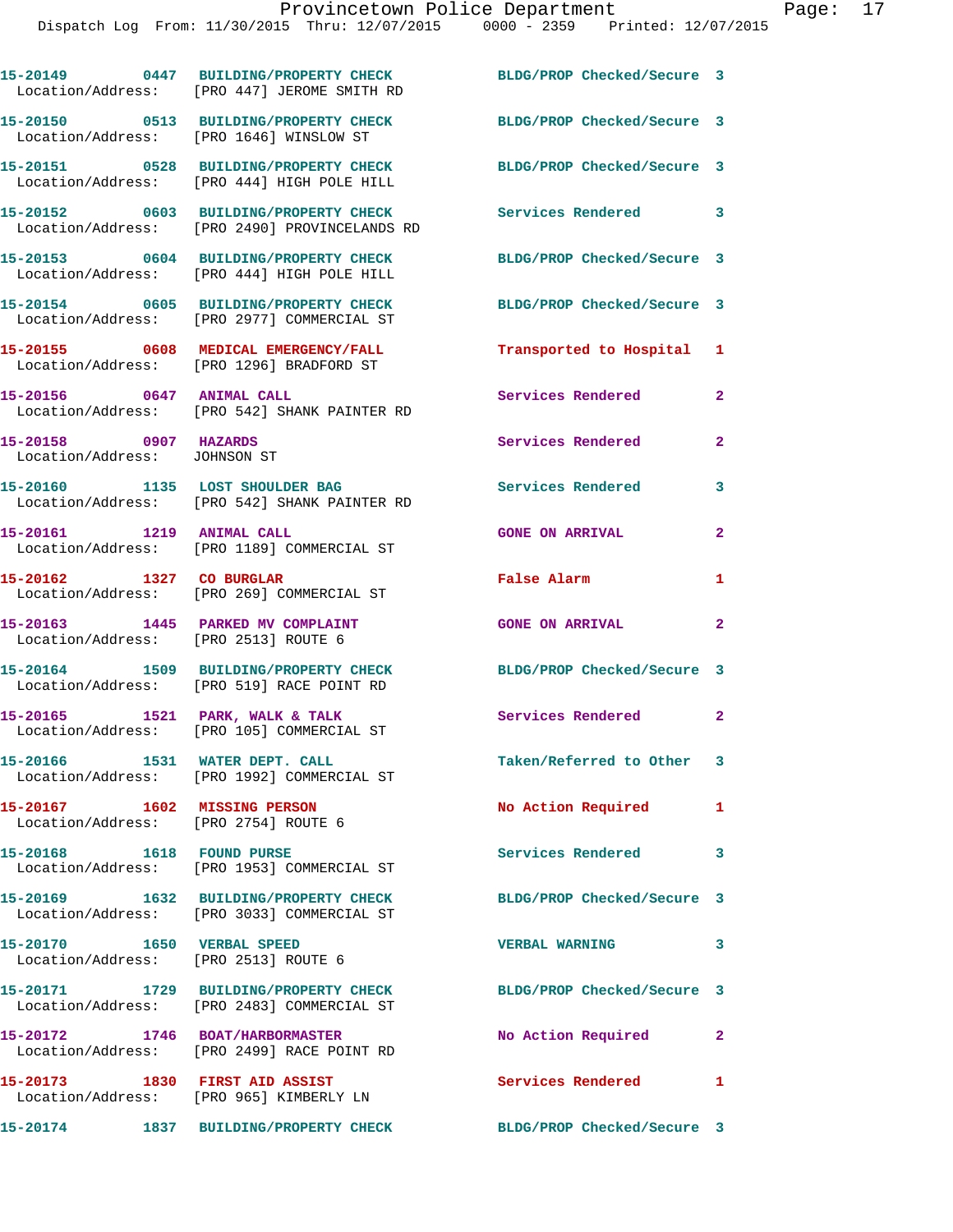```
15-20149        0447  BUILDING/PROPERTY CHECK            BLDG/PROP Checked/Secure  3
  Location/Address:   [PRO 447] JEROME SMITH RD

15-20150        0513  BUILDING/PROPERTY CHECK            BLDG/PROP Checked/Secure  3
  Location/Address:   [PRO 1646] WINSLOW ST

15-20151        0528  BUILDING/PROPERTY CHECK            BLDG/PROP Checked/Secure  3
  Location/Address:   [PRO 444] HIGH POLE HILL

15-20152        0603  BUILDING/PROPERTY CHECK            Services Rendered         3
  Location/Address:   [PRO 2490] PROVINCELANDS RD

15-20153        0604  BUILDING/PROPERTY CHECK            BLDG/PROP Checked/Secure  3
  Location/Address:   [PRO 444] HIGH POLE HILL

15-20154        0605  BUILDING/PROPERTY CHECK            BLDG/PROP Checked/Secure  3
  Location/Address:   [PRO 2977] COMMERCIAL ST

15-20155        0608  MEDICAL EMERGENCY/FALL             Transported to Hospital   1
  Location/Address:   [PRO 1296] BRADFORD ST

15-20156        0647  ANIMAL CALL                        Services Rendered         2
  Location/Address:   [PRO 542] SHANK PAINTER RD

15-20158        0907  HAZARDS                            Services Rendered         2
  Location/Address:    JOHNSON ST

15-20160        1135  LOST SHOULDER BAG                  Services Rendered         3
  Location/Address:   [PRO 542] SHANK PAINTER RD

15-20161        1219  ANIMAL CALL                        GONE ON ARRIVAL           2
  Location/Address:   [PRO 1189] COMMERCIAL ST

15-20162        1327  CO BURGLAR                         False Alarm               1
  Location/Address:   [PRO 269] COMMERCIAL ST

15-20163        1445  PARKED MV COMPLAINT                GONE ON ARRIVAL           2
  Location/Address:   [PRO 2513] ROUTE 6

15-20164        1509  BUILDING/PROPERTY CHECK            BLDG/PROP Checked/Secure  3
  Location/Address:   [PRO 519] RACE POINT RD

15-20165        1521  PARK, WALK & TALK                  Services Rendered         2
  Location/Address:   [PRO 105] COMMERCIAL ST

15-20166        1531  WATER DEPT. CALL                   Taken/Referred to Other   3
  Location/Address:   [PRO 1992] COMMERCIAL ST

15-20167        1602  MISSING PERSON                     No Action Required        1
  Location/Address:   [PRO 2754] ROUTE 6

15-20168        1618  FOUND PURSE                        Services Rendered         3
  Location/Address:   [PRO 1953] COMMERCIAL ST

15-20169        1632  BUILDING/PROPERTY CHECK            BLDG/PROP Checked/Secure  3
  Location/Address:   [PRO 3033] COMMERCIAL ST

15-20170        1650  VERBAL SPEED                       VERBAL WARNING            3
  Location/Address:   [PRO 2513] ROUTE 6

15-20171        1729  BUILDING/PROPERTY CHECK            BLDG/PROP Checked/Secure  3
  Location/Address:   [PRO 2483] COMMERCIAL ST

15-20172        1746  BOAT/HARBORMASTER                  No Action Required        2
  Location/Address:   [PRO 2499] RACE POINT RD

15-20173        1830  FIRST AID ASSIST                   Services Rendered         1
  Location/Address:   [PRO 965] KIMBERLY LN

15-20174        1837  BUILDING/PROPERTY CHECK            BLDG/PROP Checked/Secure  3
```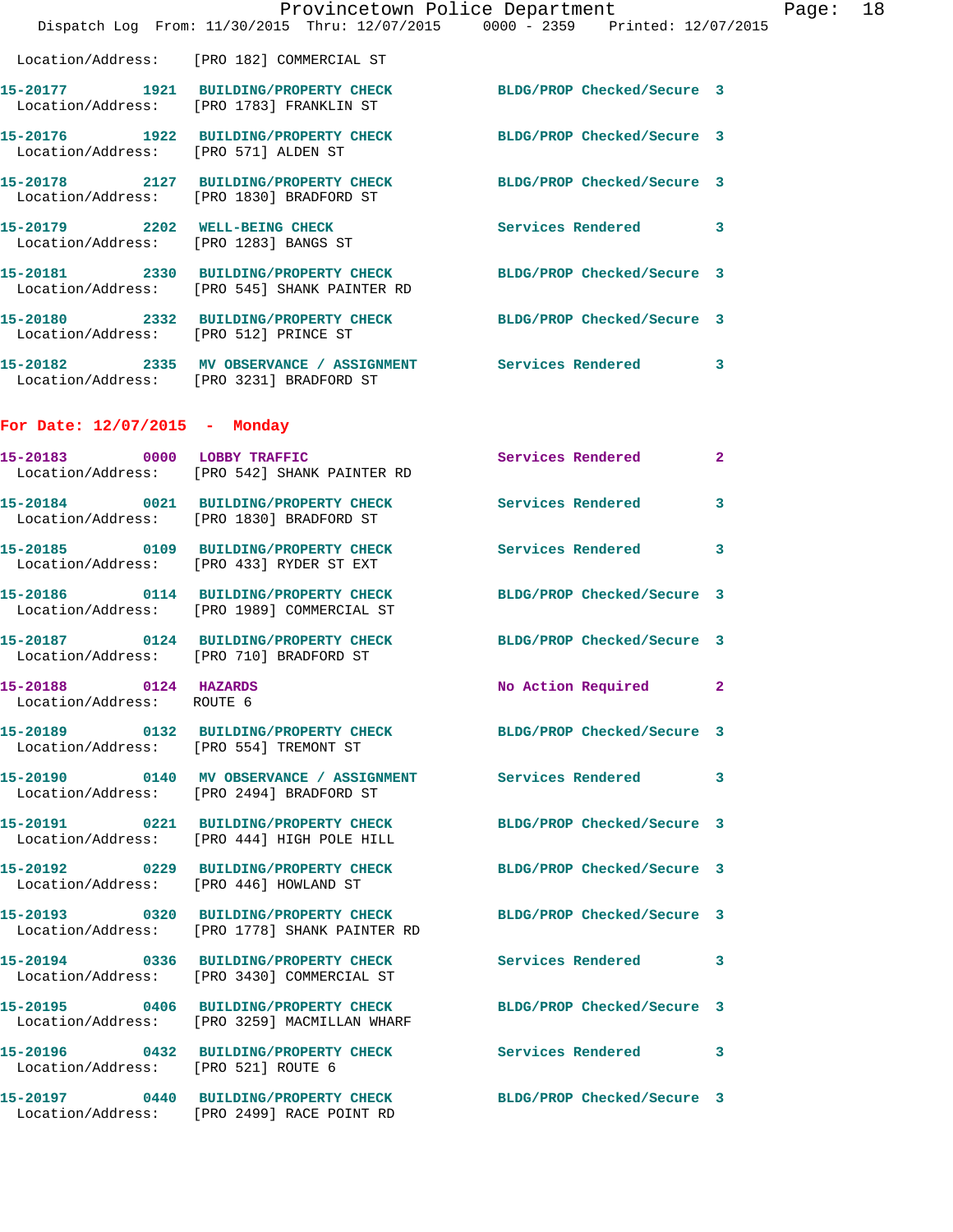Location/Address: [PRO 182] COMMERCIAL ST

**15-20177 1921 BUILDING/PROPERTY CHECK** BLDG/PROP Checked/Secure 3
Location/Address: [PRO 1783] FRANKLIN ST

**15-20176 1922 BUILDING/PROPERTY CHECK** BLDG/PROP Checked/Secure 3
Location/Address: [PRO 571] ALDEN ST

**15-20178 2127 BUILDING/PROPERTY CHECK** BLDG/PROP Checked/Secure 3
Location/Address: [PRO 1830] BRADFORD ST

**15-20179 2202 WELL-BEING CHECK** Services Rendered 3
Location/Address: [PRO 1283] BANGS ST

**15-20181 2330 BUILDING/PROPERTY CHECK** BLDG/PROP Checked/Secure 3
Location/Address: [PRO 545] SHANK PAINTER RD

**15-20180 2332 BUILDING/PROPERTY CHECK** BLDG/PROP Checked/Secure 3
Location/Address: [PRO 512] PRINCE ST

**15-20182 2335 MV OBSERVANCE / ASSIGNMENT** Services Rendered 3
Location/Address: [PRO 3231] BRADFORD ST

## For Date: 12/07/2015 - Monday

**15-20183 0000 LOBBY TRAFFIC** Services Rendered 2
Location/Address: [PRO 542] SHANK PAINTER RD

**15-20184 0021 BUILDING/PROPERTY CHECK** Services Rendered 3
Location/Address: [PRO 1830] BRADFORD ST

**15-20185 0109 BUILDING/PROPERTY CHECK** Services Rendered 3
Location/Address: [PRO 433] RYDER ST EXT

**15-20186 0114 BUILDING/PROPERTY CHECK** BLDG/PROP Checked/Secure 3
Location/Address: [PRO 1989] COMMERCIAL ST

**15-20187 0124 BUILDING/PROPERTY CHECK** BLDG/PROP Checked/Secure 3
Location/Address: [PRO 710] BRADFORD ST

**15-20188 0124 HAZARDS** No Action Required 2
Location/Address: ROUTE 6

**15-20189 0132 BUILDING/PROPERTY CHECK** BLDG/PROP Checked/Secure 3
Location/Address: [PRO 554] TREMONT ST

**15-20190 0140 MV OBSERVANCE / ASSIGNMENT** Services Rendered 3
Location/Address: [PRO 2494] BRADFORD ST

**15-20191 0221 BUILDING/PROPERTY CHECK** BLDG/PROP Checked/Secure 3
Location/Address: [PRO 444] HIGH POLE HILL

**15-20192 0229 BUILDING/PROPERTY CHECK** BLDG/PROP Checked/Secure 3
Location/Address: [PRO 446] HOWLAND ST

**15-20193 0320 BUILDING/PROPERTY CHECK** BLDG/PROP Checked/Secure 3
Location/Address: [PRO 1778] SHANK PAINTER RD

**15-20194 0336 BUILDING/PROPERTY CHECK** Services Rendered 3
Location/Address: [PRO 3430] COMMERCIAL ST

**15-20195 0406 BUILDING/PROPERTY CHECK** BLDG/PROP Checked/Secure 3
Location/Address: [PRO 3259] MACMILLAN WHARF

**15-20196 0432 BUILDING/PROPERTY CHECK** Services Rendered 3
Location/Address: [PRO 521] ROUTE 6

**15-20197 0440 BUILDING/PROPERTY CHECK** BLDG/PROP Checked/Secure 3
Location/Address: [PRO 2499] RACE POINT RD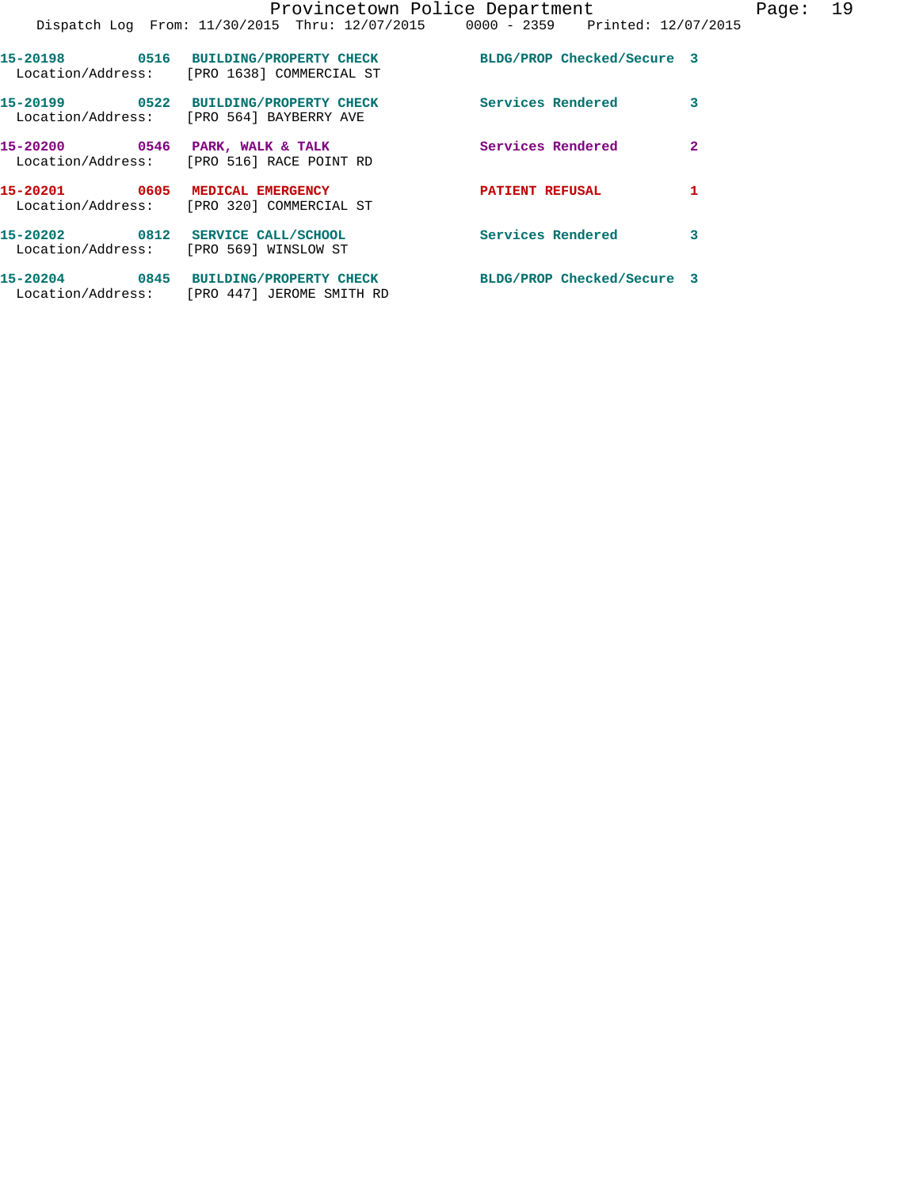15-20198 0516 BUILDING/PROPERTY CHECK BLDG/PROP Checked/Secure 3
Location/Address: [PRO 1638] COMMERCIAL ST

15-20199 0522 BUILDING/PROPERTY CHECK Services Rendered 3
Location/Address: [PRO 564] BAYBERRY AVE

15-20200 0546 PARK, WALK & TALK Services Rendered 2
Location/Address: [PRO 516] RACE POINT RD

15-20201 0605 MEDICAL EMERGENCY PATIENT REFUSAL 1
Location/Address: [PRO 320] COMMERCIAL ST

15-20202 0812 SERVICE CALL/SCHOOL Services Rendered 3
Location/Address: [PRO 569] WINSLOW ST

15-20204 0845 BUILDING/PROPERTY CHECK BLDG/PROP Checked/Secure 3
Location/Address: [PRO 447] JEROME SMITH RD